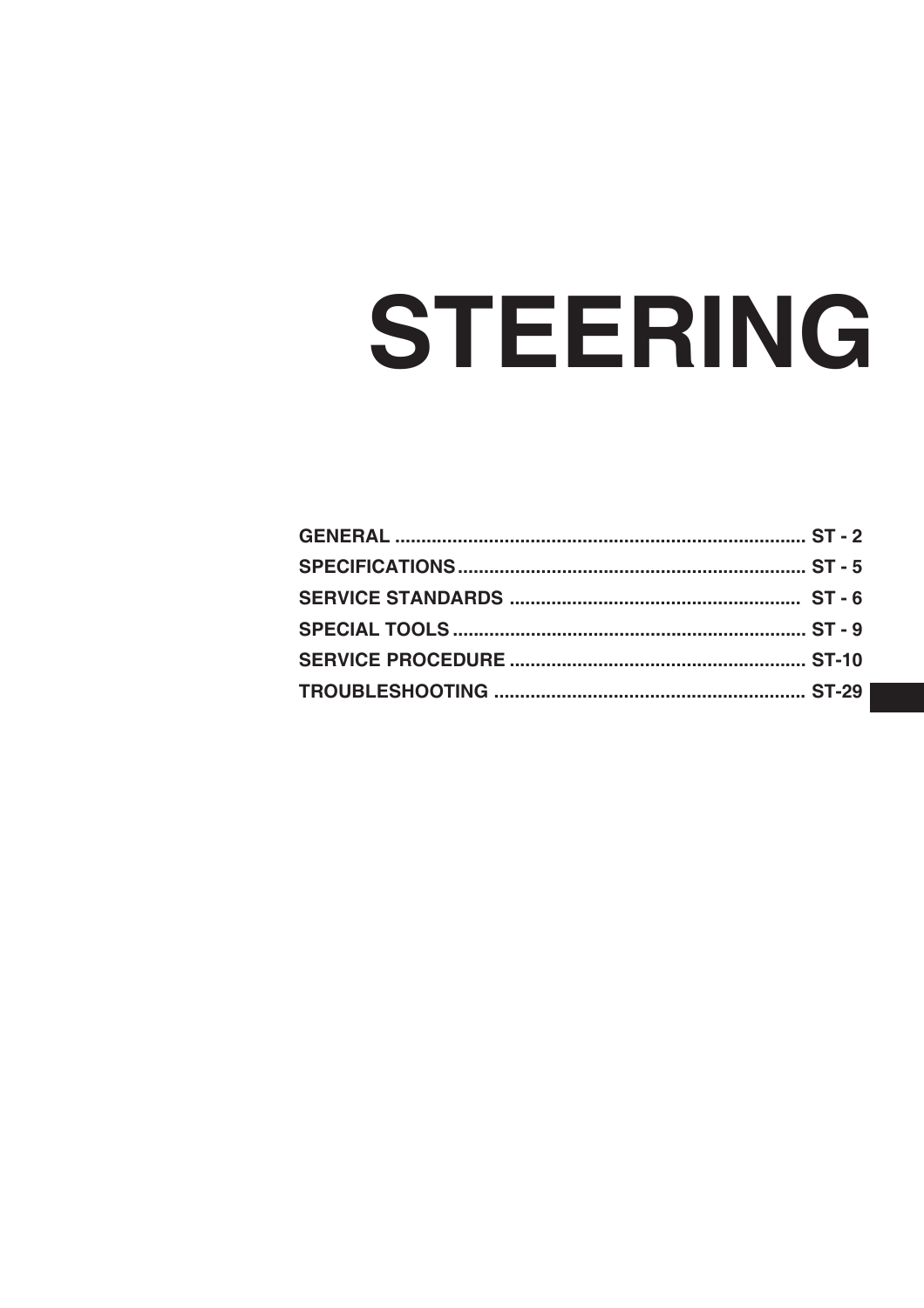# STEERING

| | |
|---|---|
| GENERAL | ST - 2 |
| SPECIFICATIONS | ST - 5 |
| SERVICE STANDARDS | ST - 6 |
| SPECIAL TOOLS | ST - 9 |
| SERVICE PROCEDURE | ST-10 |
| TROUBLESHOOTING | ST-29 |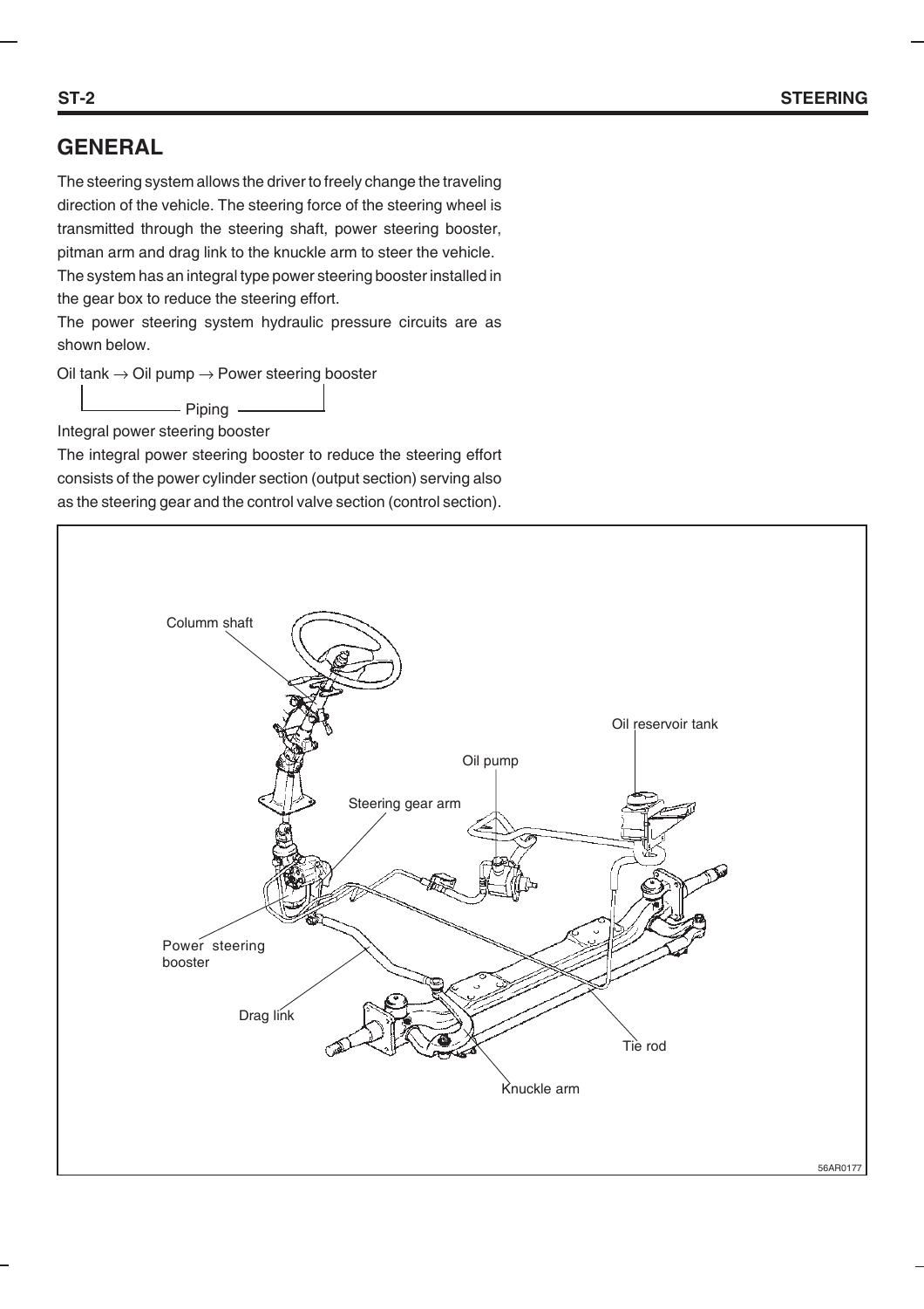# GENERAL

The steering system allows the driver to freely change the traveling direction of the vehicle. The steering force of the steering wheel is transmitted through the steering shaft, power steering booster, pitman arm and drag link to the knuckle arm to steer the vehicle.
The system has an integral type power steering booster installed in the gear box to reduce the steering effort.
The power steering system hydraulic pressure circuits are as shown below.

Oil tank → Oil pump → Power steering booster

Piping (return: Power steering booster → Oil tank)

Integral power steering booster

The integral power steering booster to reduce the steering effort consists of the power cylinder section (output section) serving also as the steering gear and the control valve section (control section).

Columm shaft

Oil reservoir tank

Oil pump

Steering gear arm

Power steering booster

Drag link

Tie rod

Knuckle arm

56AR0177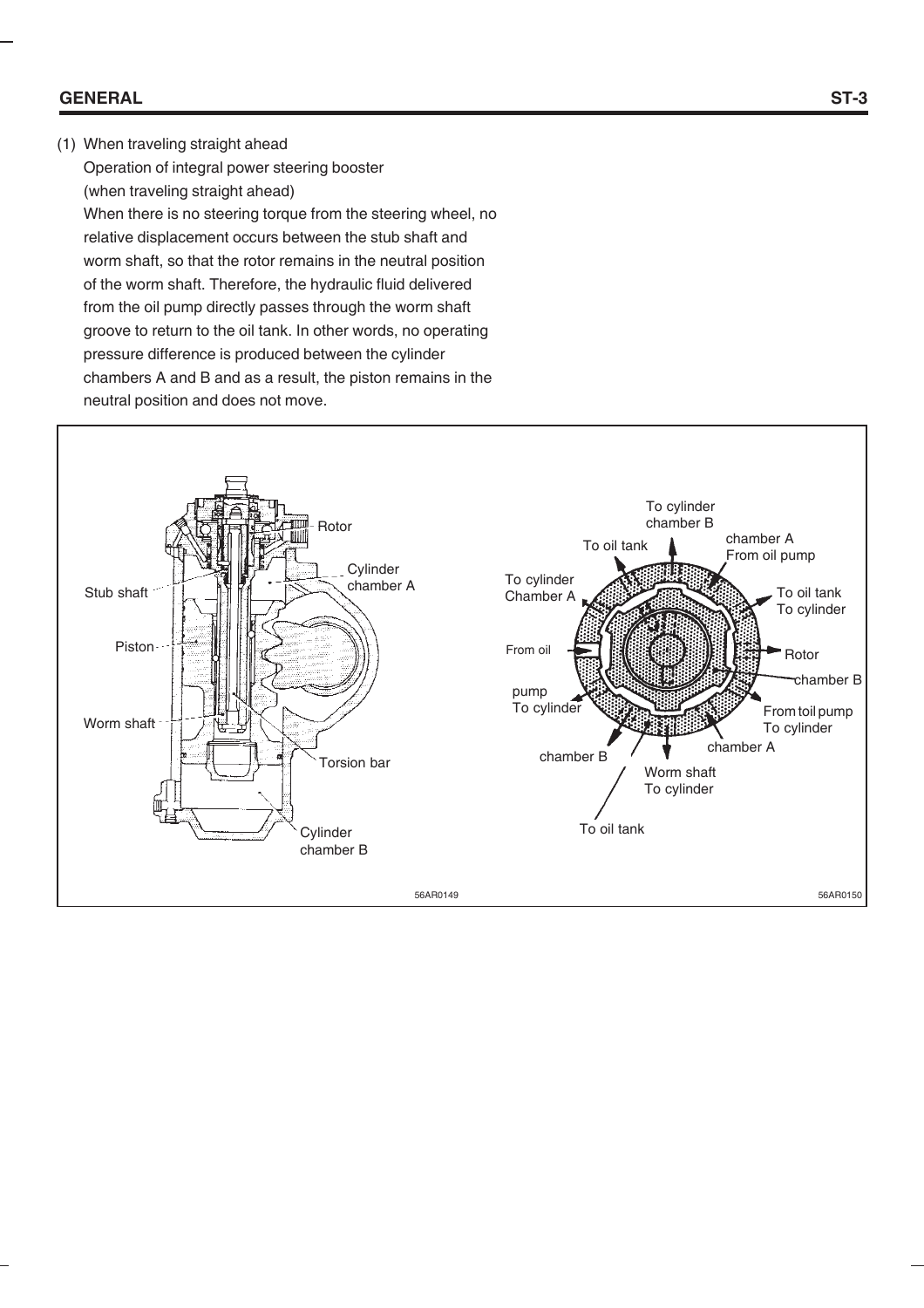(1) When traveling straight ahead

Operation of integral power steering booster
(when traveling straight ahead)

When there is no steering torque from the steering wheel, no relative displacement occurs between the stub shaft and worm shaft, so that the rotor remains in the neutral position of the worm shaft. Therefore, the hydraulic fluid delivered from the oil pump directly passes through the worm shaft groove to return to the oil tank. In other words, no operating pressure difference is produced between the cylinder chambers A and B and as a result, the piston remains in the neutral position and does not move.

Rotor
Stub shaft
Cylinder chamber A
Piston
Worm shaft
Torsion bar
Cylinder chamber B

56AR0149

To cylinder chamber B
To oil tank
chamber A
From oil pump
To cylinder Chamber A
To oil tank
To cylinder
From oil
Rotor
chamber B
pump
To cylinder
From toil pump
To cylinder
chamber A
chamber B
Worm shaft
To cylinder
To oil tank

56AR0150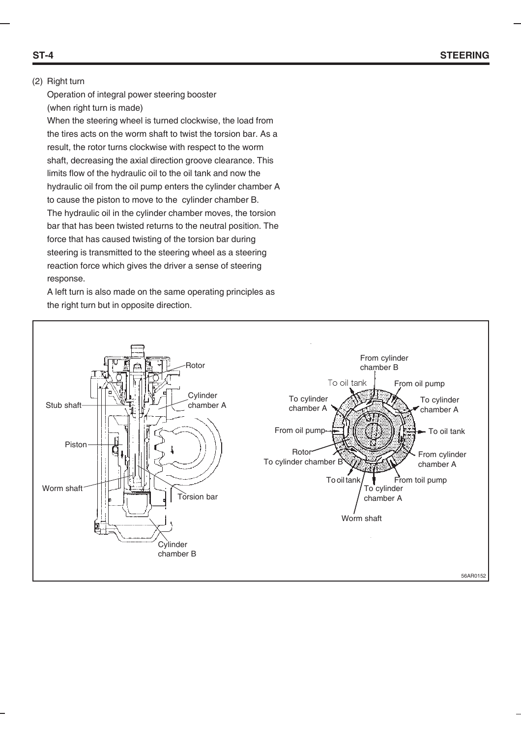(2) Right turn

Operation of integral power steering booster
(when right turn is made)

When the steering wheel is turned clockwise, the load from the tires acts on the worm shaft to twist the torsion bar. As a result, the rotor turns clockwise with respect to the worm shaft, decreasing the axial direction groove clearance. This limits flow of the hydraulic oil to the oil tank and now the hydraulic oil from the oil pump enters the cylinder chamber A to cause the piston to move to the cylinder chamber B.
The hydraulic oil in the cylinder chamber moves, the torsion bar that has been twisted returns to the neutral position. The force that has caused twisting of the torsion bar during steering is transmitted to the steering wheel as a steering reaction force which gives the driver a sense of steering response.
A left turn is also made on the same operating principles as the right turn but in opposite direction.

Rotor
Stub shaft
Cylinder chamber A
Piston
Worm shaft
Torsion bar
Cylinder chamber B

From cylinder chamber B
To oil tank
From oil pump
To cylinder chamber A
To cylinder chamber A
From oil pump
To oil tank
Rotor
To cylinder chamber B
From cylinder chamber A
To oil tank
From toil pump
To cylinder chamber A
Worm shaft

56AR0152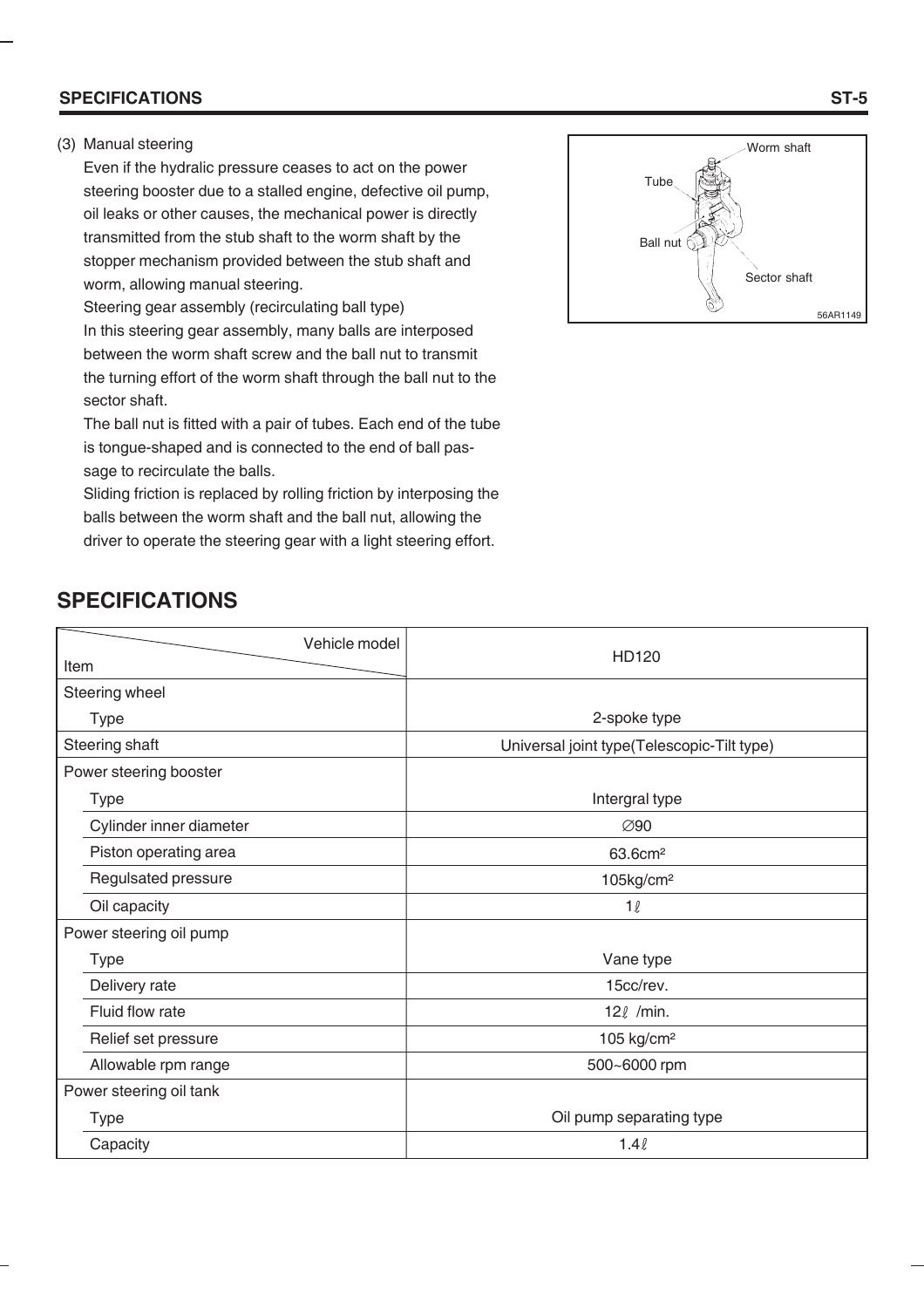(3) Manual steering

Even if the hydralic pressure ceases to act on the power steering booster due to a stalled engine, defective oil pump, oil leaks or other causes, the mechanical power is directly transmitted from the stub shaft to the worm shaft by the stopper mechanism provided between the stub shaft and worm, allowing manual steering.

Steering gear assembly (recirculating ball type)

In this steering gear assembly, many balls are interposed between the worm shaft screw and the ball nut to transmit the turning effort of the worm shaft through the ball nut to the sector shaft.

The ball nut is fitted with a pair of tubes. Each end of the tube is tongue-shaped and is connected to the end of ball passage to recirculate the balls.

Sliding friction is replaced by rolling friction by interposing the balls between the worm shaft and the ball nut, allowing the driver to operate the steering gear with a light steering effort.

Worm shaft
Tube
Ball nut
Sector shaft
56AR1149

## SPECIFICATIONS

| Item \ Vehicle model | HD120 |
|---|---|
| Steering wheel | |
| Type | 2-spoke type |
| Steering shaft | Universal joint type(Telescopic-Tilt type) |
| Power steering booster | |
| Type | Intergral type |
| Cylinder inner diameter | ∅90 |
| Piston operating area | 63.6cm² |
| Regulsated pressure | 105kg/cm² |
| Oil capacity | 1ℓ |
| Power steering oil pump | |
| Type | Vane type |
| Delivery rate | 15cc/rev. |
| Fluid flow rate | 12ℓ /min. |
| Relief set pressure | 105 kg/cm² |
| Allowable rpm range | 500~6000 rpm |
| Power steering oil tank | |
| Type | Oil pump separating type |
| Capacity | 1.4ℓ |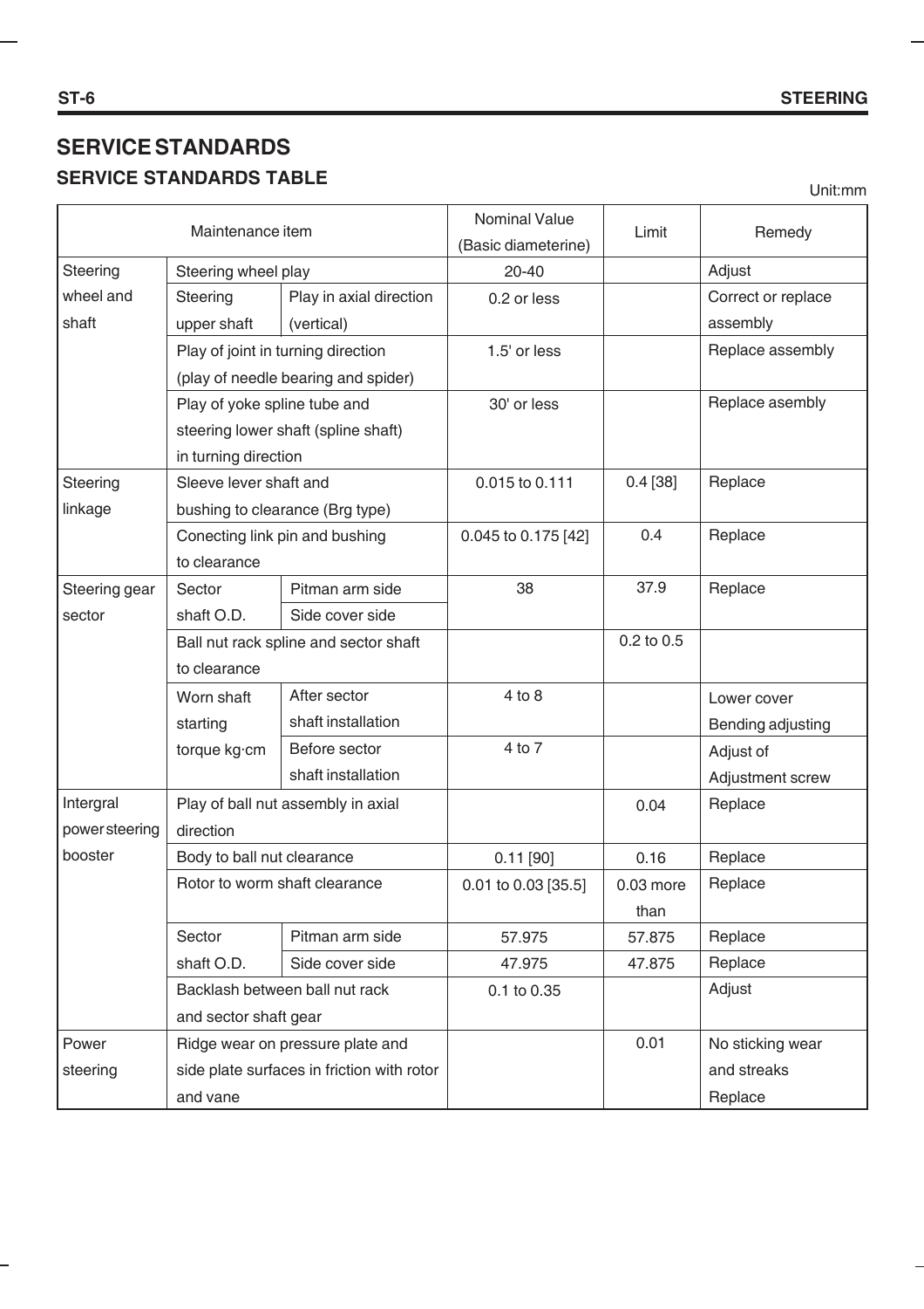## SERVICE STANDARDS

### SERVICE STANDARDS TABLE

Unit:mm

| Maintenance item | | | Nominal Value (Basic diameterine) | Limit | Remedy |
|---|---|---|---|---|---|
| Steering wheel and shaft | Steering wheel play | | 20-40 | | Adjust |
| | Steering upper shaft | Play in axial direction (vertical) | 0.2 or less | | Correct or replace assembly |
| | Play of joint in turning direction (play of needle bearing and spider) | | 1.5' or less | | Replace assembly |
| | Play of yoke spline tube and steering lower shaft (spline shaft) in turning direction | | 30' or less | | Replace asembly |
| Steering linkage | Sleeve lever shaft and bushing to clearance (Brg type) | | 0.015 to 0.111 | 0.4 [38] | Replace |
| | Conecting link pin and bushing to clearance | | 0.045 to 0.175 [42] | 0.4 | Replace |
| Steering gear sector | Sector shaft O.D. | Pitman arm side | 38 | 37.9 | Replace |
| | | Side cover side | | | |
| | Ball nut rack spline and sector shaft to clearance | | | 0.2 to 0.5 | |
| | Worn shaft starting torque kg·cm | After sector shaft installation | 4 to 8 | | Lower cover Bending adjusting |
| | | Before sector shaft installation | 4 to 7 | | Adjust of Adjustment screw |
| Intergral power steering booster | Play of ball nut assembly in axial direction | | | 0.04 | Replace |
| | Body to ball nut clearance | | 0.11 [90] | 0.16 | Replace |
| | Rotor to worm shaft clearance | | 0.01 to 0.03 [35.5] | 0.03 more than | Replace |
| | Sector shaft O.D. | Pitman arm side | 57.975 | 57.875 | Replace |
| | | Side cover side | 47.975 | 47.875 | Replace |
| | Backlash between ball nut rack and sector shaft gear | | 0.1 to 0.35 | | Adjust |
| Power steering | Ridge wear on pressure plate and side plate surfaces in friction with rotor and vane | | | 0.01 | No sticking wear and streaks Replace |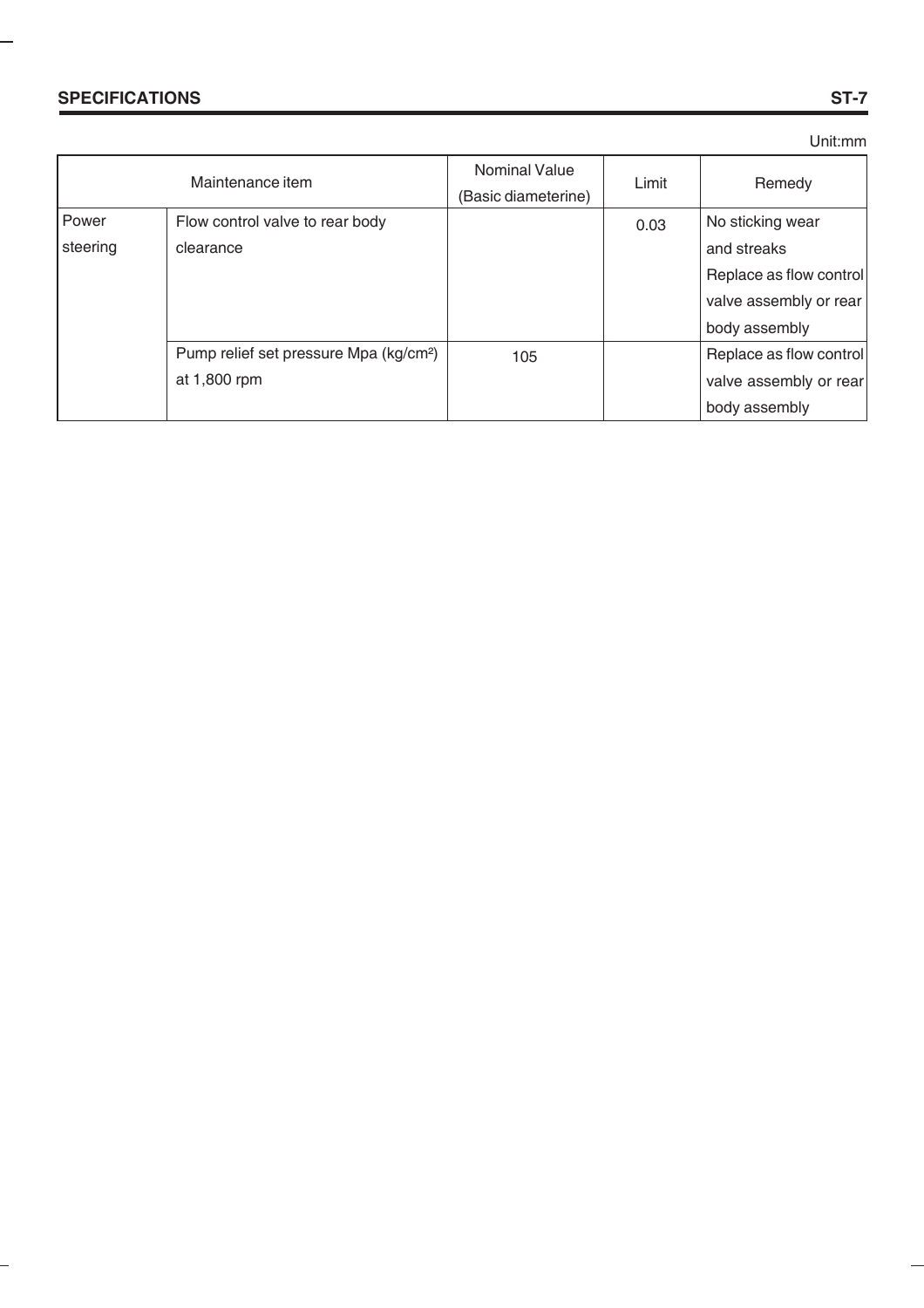Unit:mm

| Maintenance item | | Nominal Value (Basic diameterine) | Limit | Remedy |
|---|---|---|---|---|
| Power steering | Flow control valve to rear body clearance | | 0.03 | No sticking wear and streaks Replace as flow control valve assembly or rear body assembly |
| | Pump relief set pressure Mpa (kg/cm²) at 1,800 rpm | 105 | | Replace as flow control valve assembly or rear body assembly |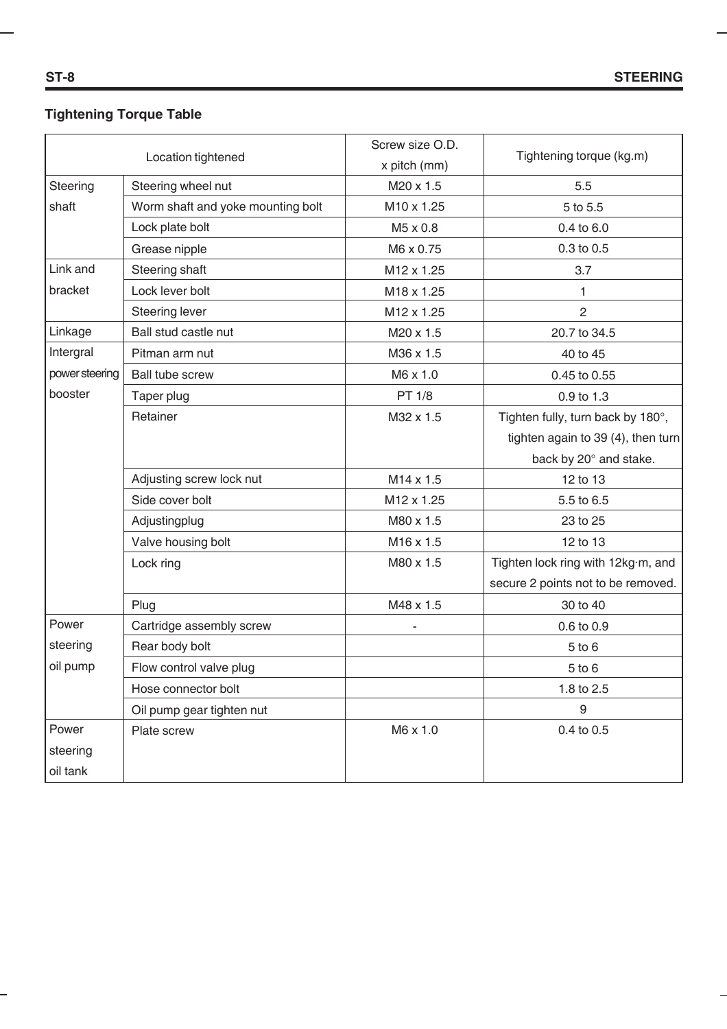### Tightening Torque Table

| Location tightened | | Screw size O.D. x pitch (mm) | Tightening torque (kg.m) |
|---|---|---|---|
| Steering shaft | Steering wheel nut | M20 x 1.5 | 5.5 |
| | Worm shaft and yoke mounting bolt | M10 x 1.25 | 5 to 5.5 |
| | Lock plate bolt | M5 x 0.8 | 0.4 to 6.0 |
| | Grease nipple | M6 x 0.75 | 0.3 to 0.5 |
| Link and bracket | Steering shaft | M12 x 1.25 | 3.7 |
| | Lock lever bolt | M18 x 1.25 | 1 |
| | Steering lever | M12 x 1.25 | 2 |
| Linkage | Ball stud castle nut | M20 x 1.5 | 20.7 to 34.5 |
| Intergral power steering booster | Pitman arm nut | M36 x 1.5 | 40 to 45 |
| | Ball tube screw | M6 x 1.0 | 0.45 to 0.55 |
| | Taper plug | PT 1/8 | 0.9 to 1.3 |
| | Retainer | M32 x 1.5 | Tighten fully, turn back by 180°, tighten again to 39 (4), then turn back by 20° and stake. |
| | Adjusting screw lock nut | M14 x 1.5 | 12 to 13 |
| | Side cover bolt | M12 x 1.25 | 5.5 to 6.5 |
| | Adjustingplug | M80 x 1.5 | 23 to 25 |
| | Valve housing bolt | M16 x 1.5 | 12 to 13 |
| | Lock ring | M80 x 1.5 | Tighten lock ring with 12kg·m, and secure 2 points not to be removed. |
| | Plug | M48 x 1.5 | 30 to 40 |
| Power steering oil pump | Cartridge assembly screw | - | 0.6 to 0.9 |
| | Rear body bolt | | 5 to 6 |
| | Flow control valve plug | | 5 to 6 |
| | Hose connector bolt | | 1.8 to 2.5 |
| | Oil pump gear tighten nut | | 9 |
| Power steering oil tank | Plate screw | M6 x 1.0 | 0.4 to 0.5 |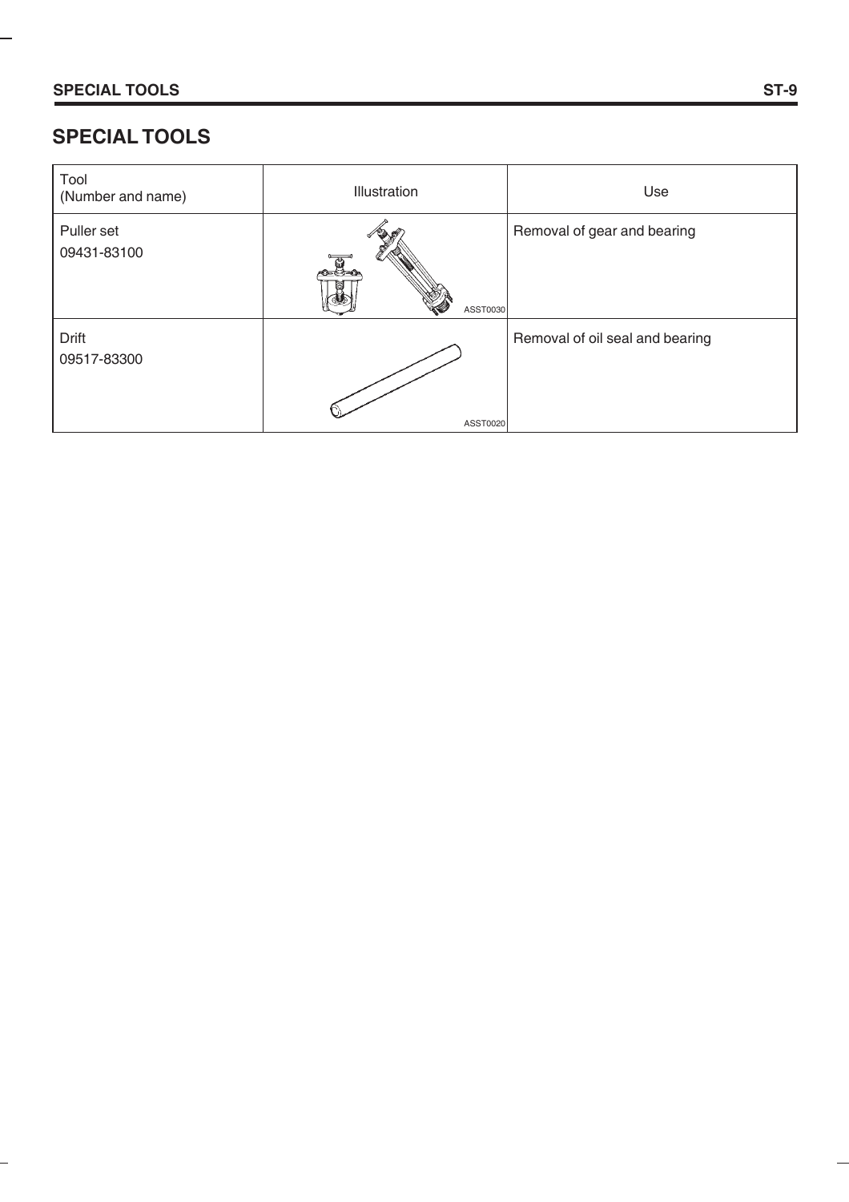# SPECIAL TOOLS

| Tool (Number and name) | Illustration | Use |
|---|---|---|
| Puller set 09431-83100 | ASST0030 | Removal of gear and bearing |
| Drift 09517-83300 | ASST0020 | Removal of oil seal and bearing |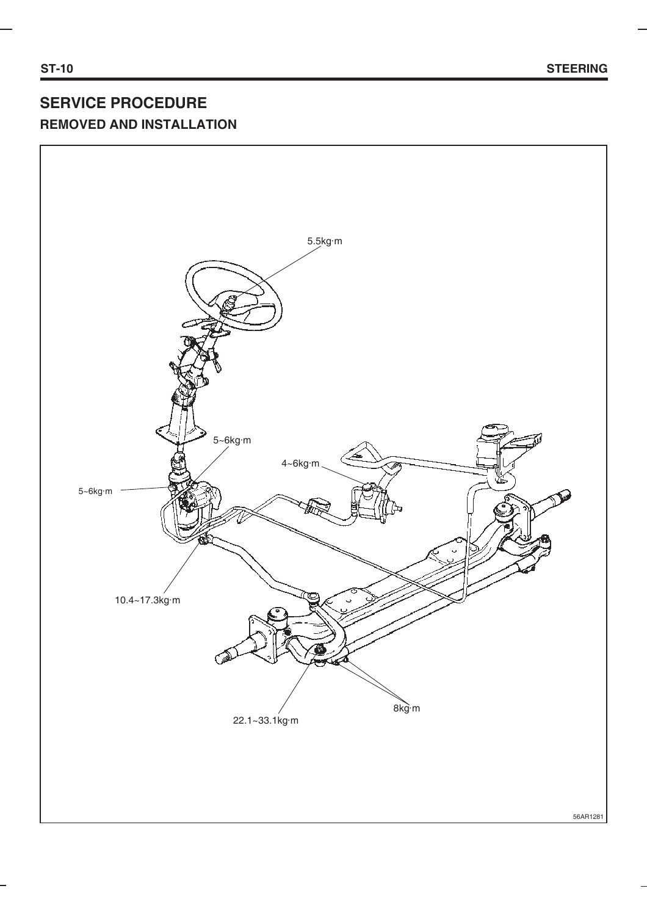## SERVICE PROCEDURE

### REMOVED AND INSTALLATION

5.5kg·m

5~6kg·m

4~6kg·m

5~6kg·m

10.4~17.3kg·m

8kg·m

22.1~33.1kg·m

56AR1281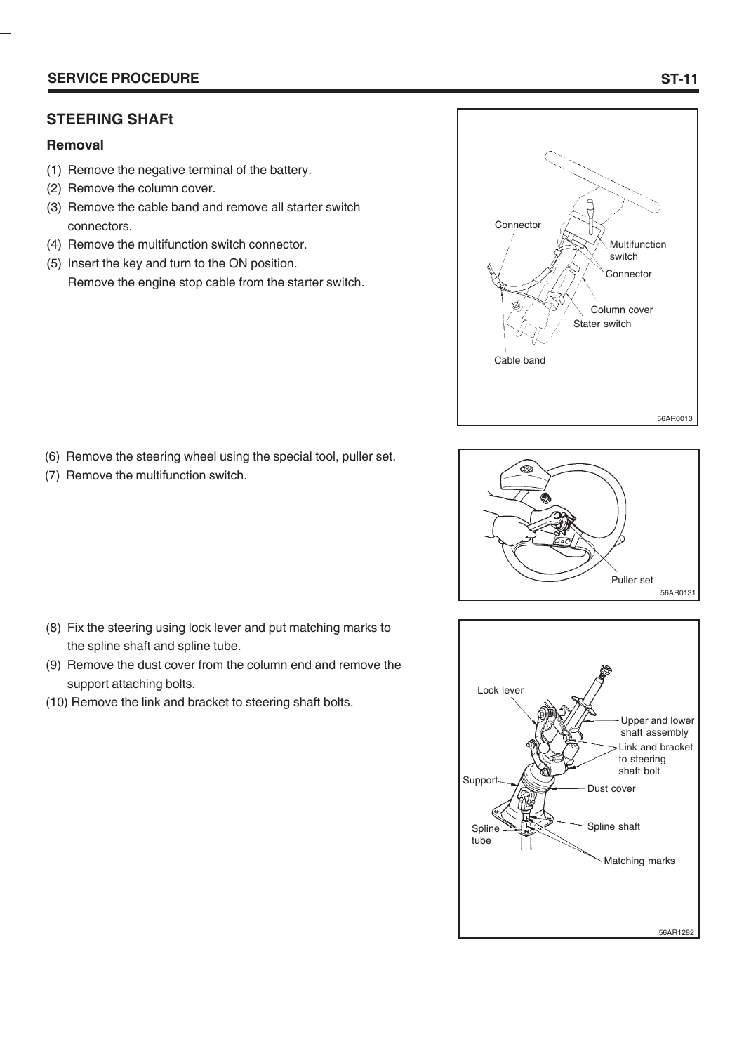## STEERING SHAFt

### Removal

(1) Remove the negative terminal of the battery.
(2) Remove the column cover.
(3) Remove the cable band and remove all starter switch connectors.
(4) Remove the multifunction switch connector.
(5) Insert the key and turn to the ON position.
Remove the engine stop cable from the starter switch.

(6) Remove the steering wheel using the special tool, puller set.
(7) Remove the multifunction switch.

(8) Fix the steering using lock lever and put matching marks to the spline shaft and spline tube.
(9) Remove the dust cover from the column end and remove the support attaching bolts.
(10) Remove the link and bracket to steering shaft bolts.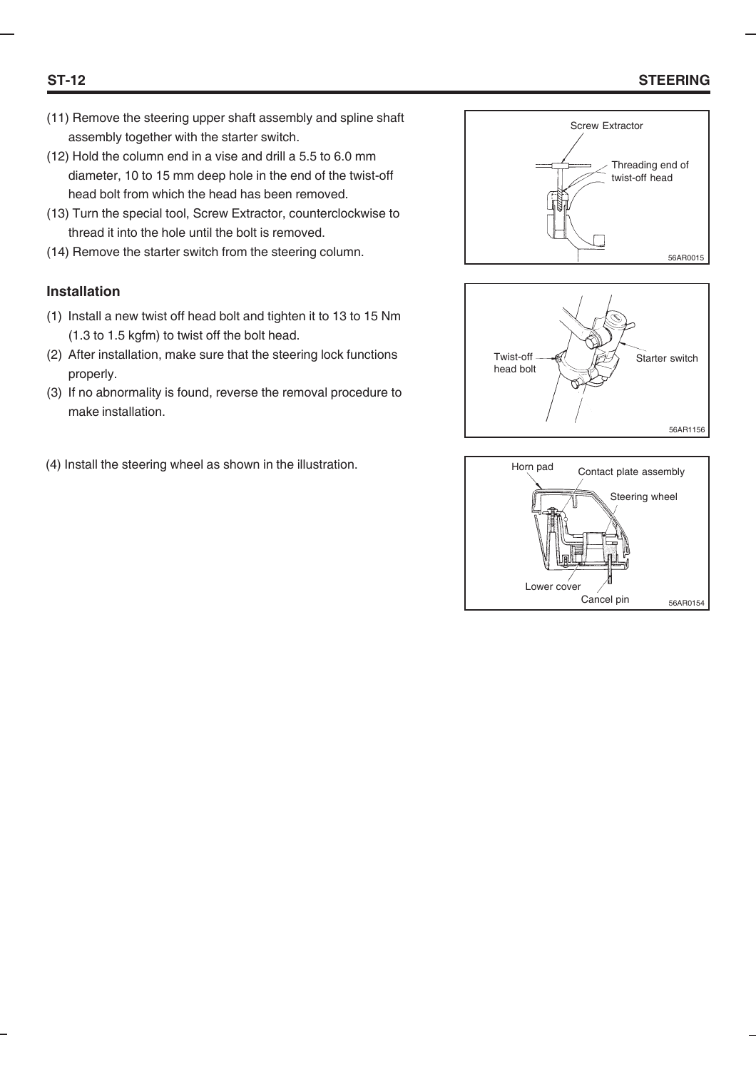(11) Remove the steering upper shaft assembly and spline shaft assembly together with the starter switch.

(12) Hold the column end in a vise and drill a 5.5 to 6.0 mm diameter, 10 to 15 mm deep hole in the end of the twist-off head bolt from which the head has been removed.

(13) Turn the special tool, Screw Extractor, counterclockwise to thread it into the hole until the bolt is removed.

(14) Remove the starter switch from the steering column.

### Installation

(1) Install a new twist off head bolt and tighten it to 13 to 15 Nm (1.3 to 1.5 kgfm) to twist off the bolt head.

(2) After installation, make sure that the steering lock functions properly.

(3) If no abnormality is found, reverse the removal procedure to make installation.

(4) Install the steering wheel as shown in the illustration.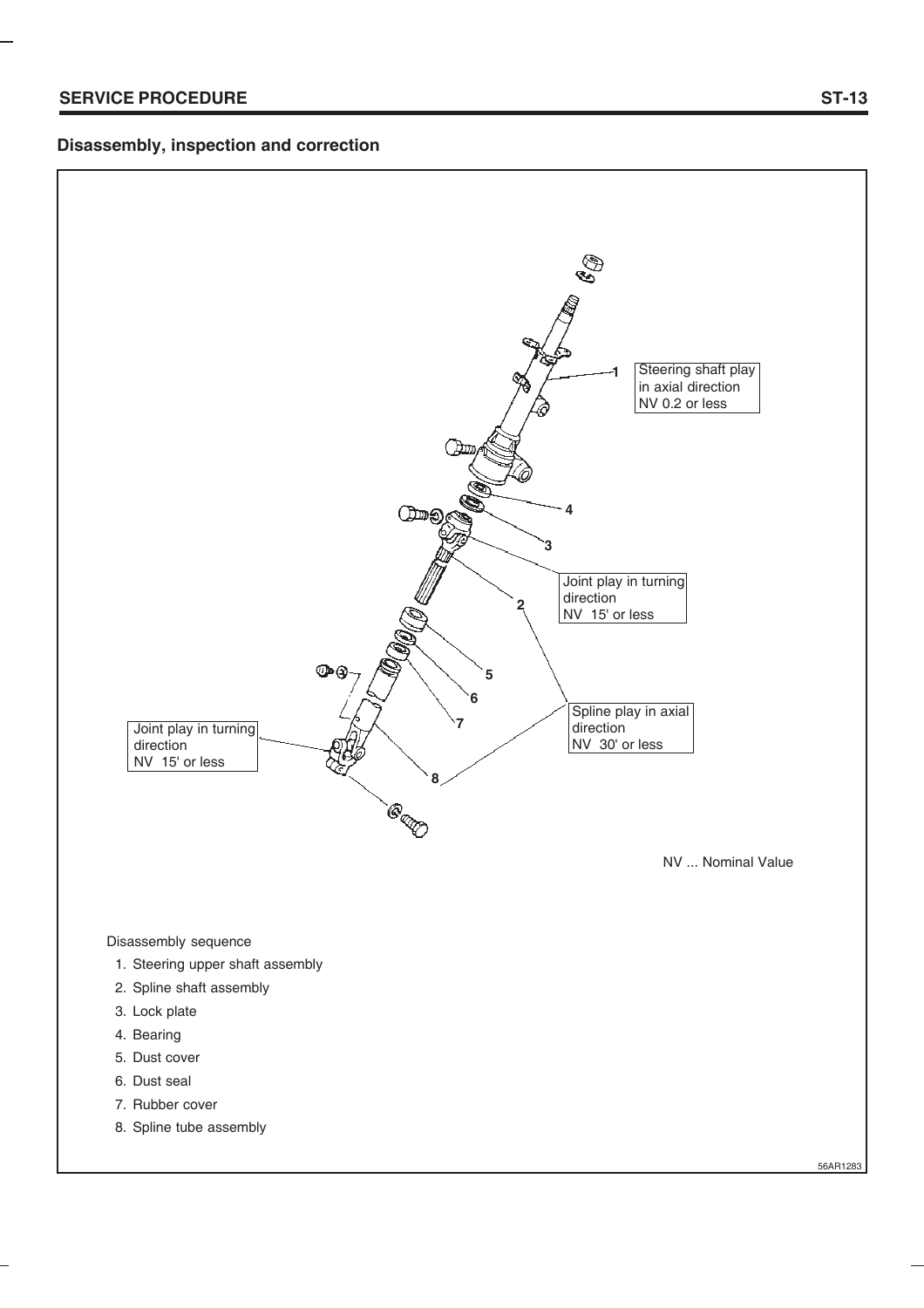## Disassembly, inspection and correction

Steering shaft play in axial direction
NV 0.2 or less

Joint play in turning direction
NV 15' or less

Spline play in axial direction
NV 30' or less

Joint play in turning direction
NV 15' or less

NV ... Nominal Value

Disassembly sequence

1. Steering upper shaft assembly
2. Spline shaft assembly
3. Lock plate
4. Bearing
5. Dust cover
6. Dust seal
7. Rubber cover
8. Spline tube assembly

56AR1283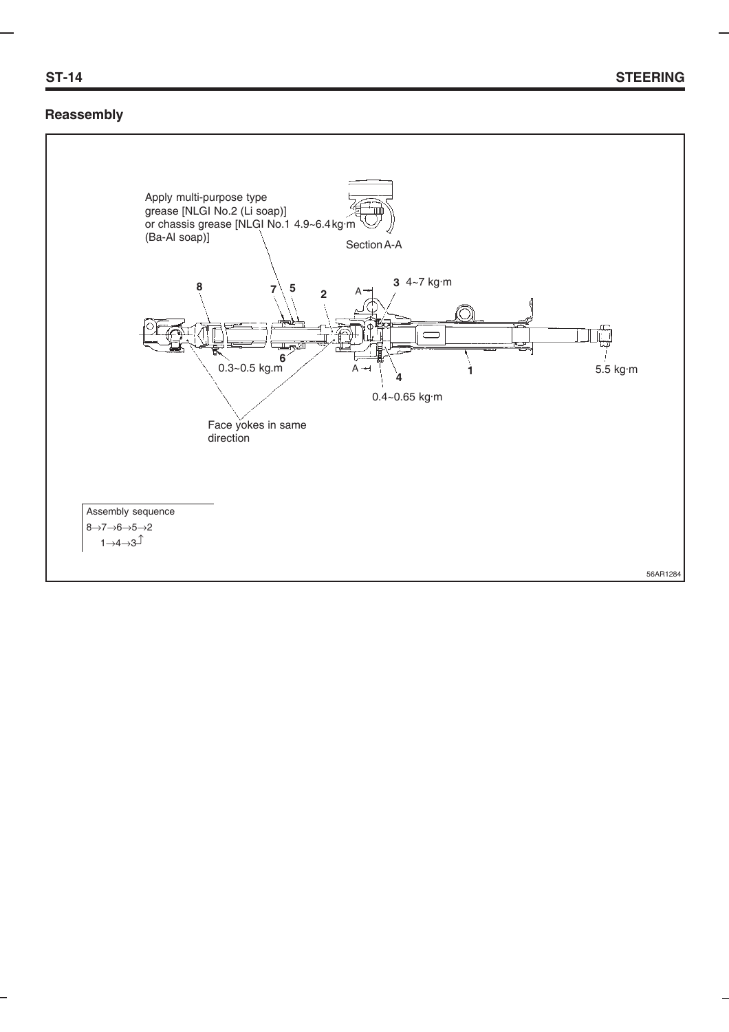## Reassembly

Apply multi-purpose type grease [NLGI No.2 (Li soap)] or chassis grease [NLGI No.1 (Ba-Al soap)]

4.9~6.4 kg·m

Section A-A

8 7 5 2 3 4~7 kg·m

6 0.3~0.5 kg.m 4 1 5.5 kg·m

0.4~0.65 kg·m

Face yokes in same direction

Assembly sequence

8→7→6→5→2

1→4→3

56AR1284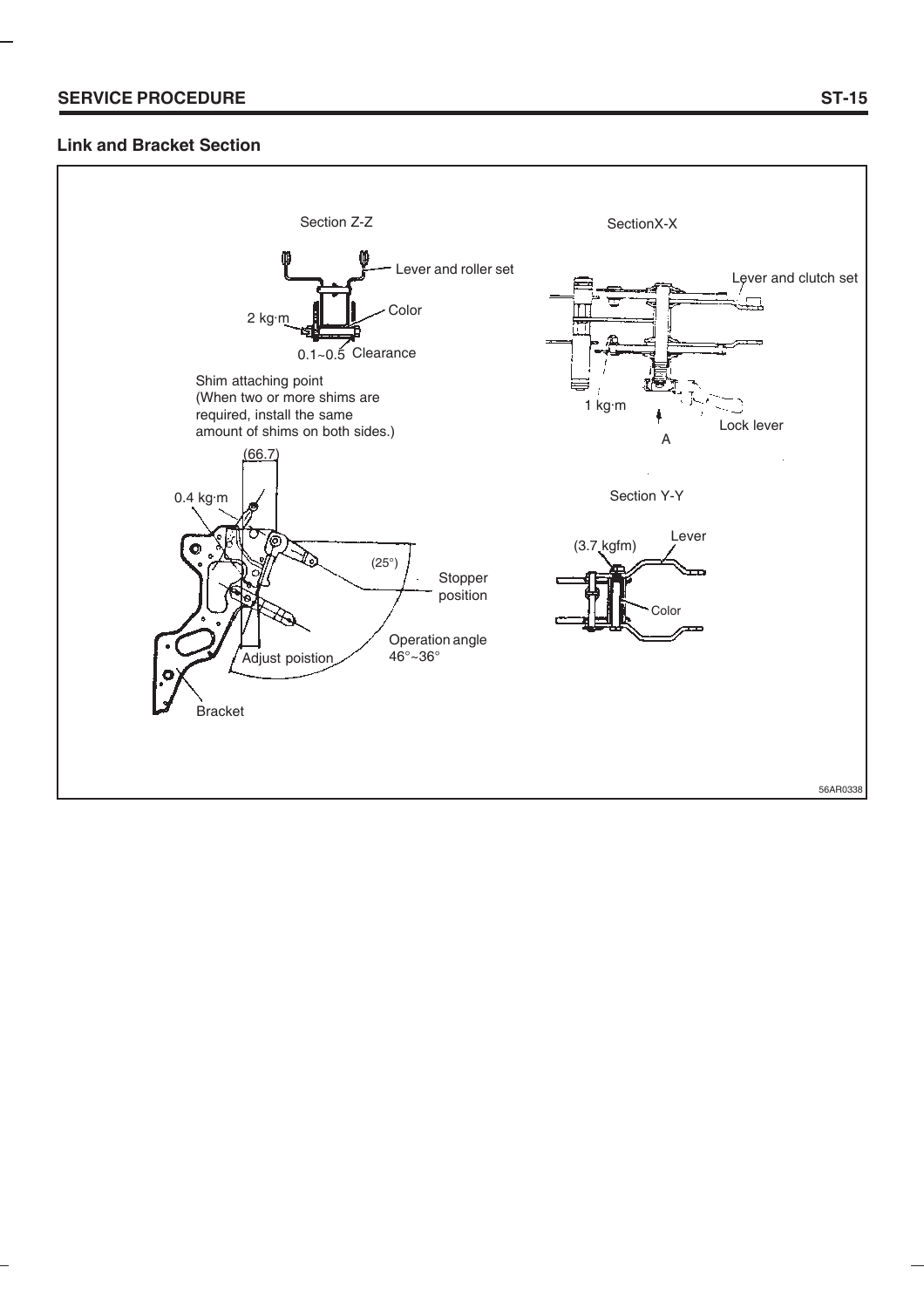## Link and Bracket Section

Section Z-Z

Lever and roller set

Color

2 kg·m

0.1~0.5 Clearance

Shim attaching point
(When two or more shims are required, install the same amount of shims on both sides.)

(66.7)

0.4 kg·m

(25°)

Stopper position

Operation angle 46°~36°

Adjust poistion

Bracket

SectionX-X

Lever and clutch set

1 kg·m

Lock lever

A

Section Y-Y

(3.7 kgfm)

Lever

Color

56AR0338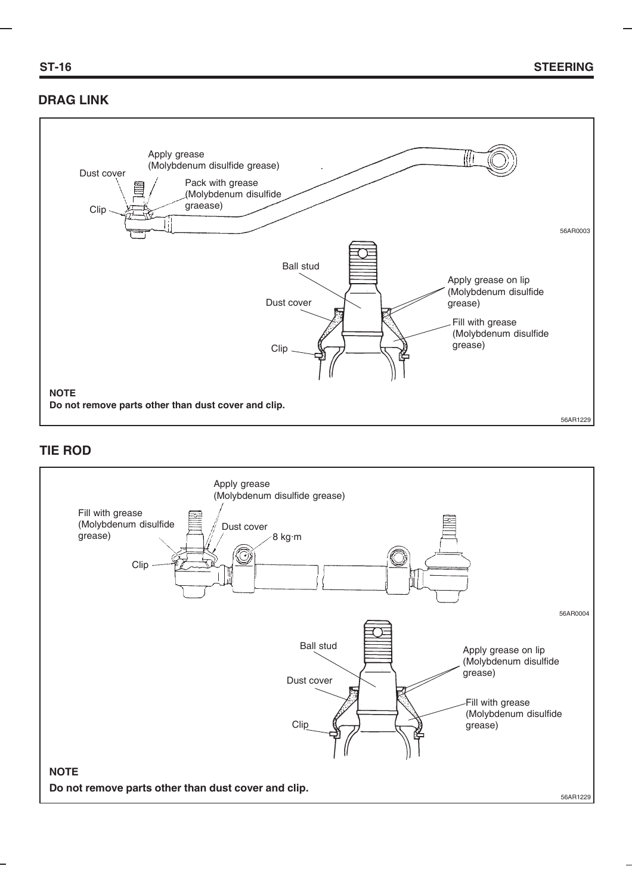## DRAG LINK

Apply grease (Molybdenum disulfide grease)

Dust cover

Pack with grease (Molybdenum disulfide graease)

Clip

56AR0003

Ball stud

Dust cover

Clip

Apply grease on lip (Molybdenum disulfide grease)

Fill with grease (Molybdenum disulfide grease)

**NOTE**

**Do not remove parts other than dust cover and clip.**

56AR1229

## TIE ROD

Apply grease (Molybdenum disulfide grease)

Fill with grease (Molybdenum disulfide grease)

Dust cover

8 kg·m

Clip

56AR0004

Ball stud

Dust cover

Clip

Apply grease on lip (Molybdenum disulfide grease)

Fill with grease (Molybdenum disulfide grease)

**NOTE**

**Do not remove parts other than dust cover and clip.**

56AR1229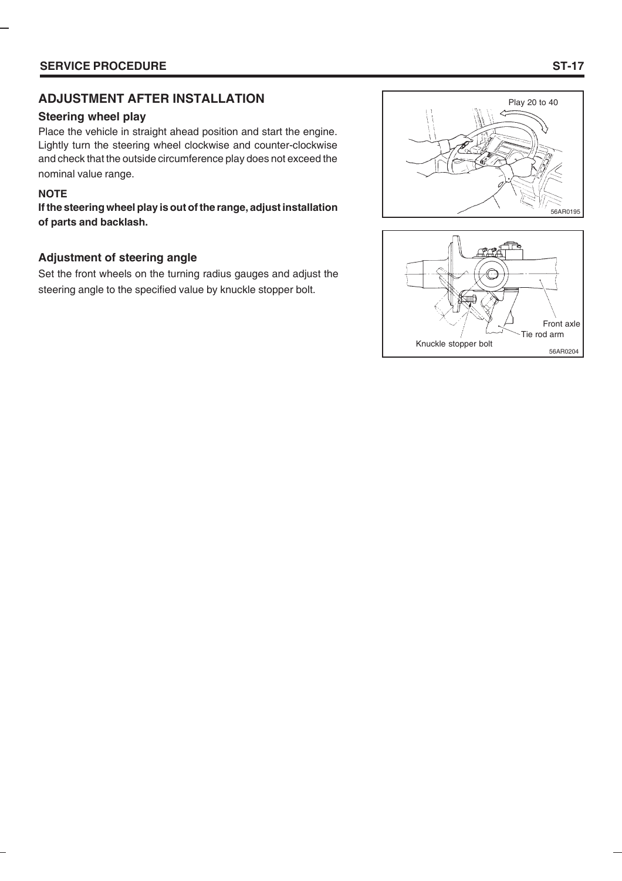## ADJUSTMENT AFTER INSTALLATION

### Steering wheel play

Place the vehicle in straight ahead position and start the engine. Lightly turn the steering wheel clockwise and counter-clockwise and check that the outside circumference play does not exceed the nominal value range.

**NOTE**

**If the steering wheel play is out of the range, adjust installation of parts and backlash.**

### Adjustment of steering angle

Set the front wheels on the turning radius gauges and adjust the steering angle to the specified value by knuckle stopper bolt.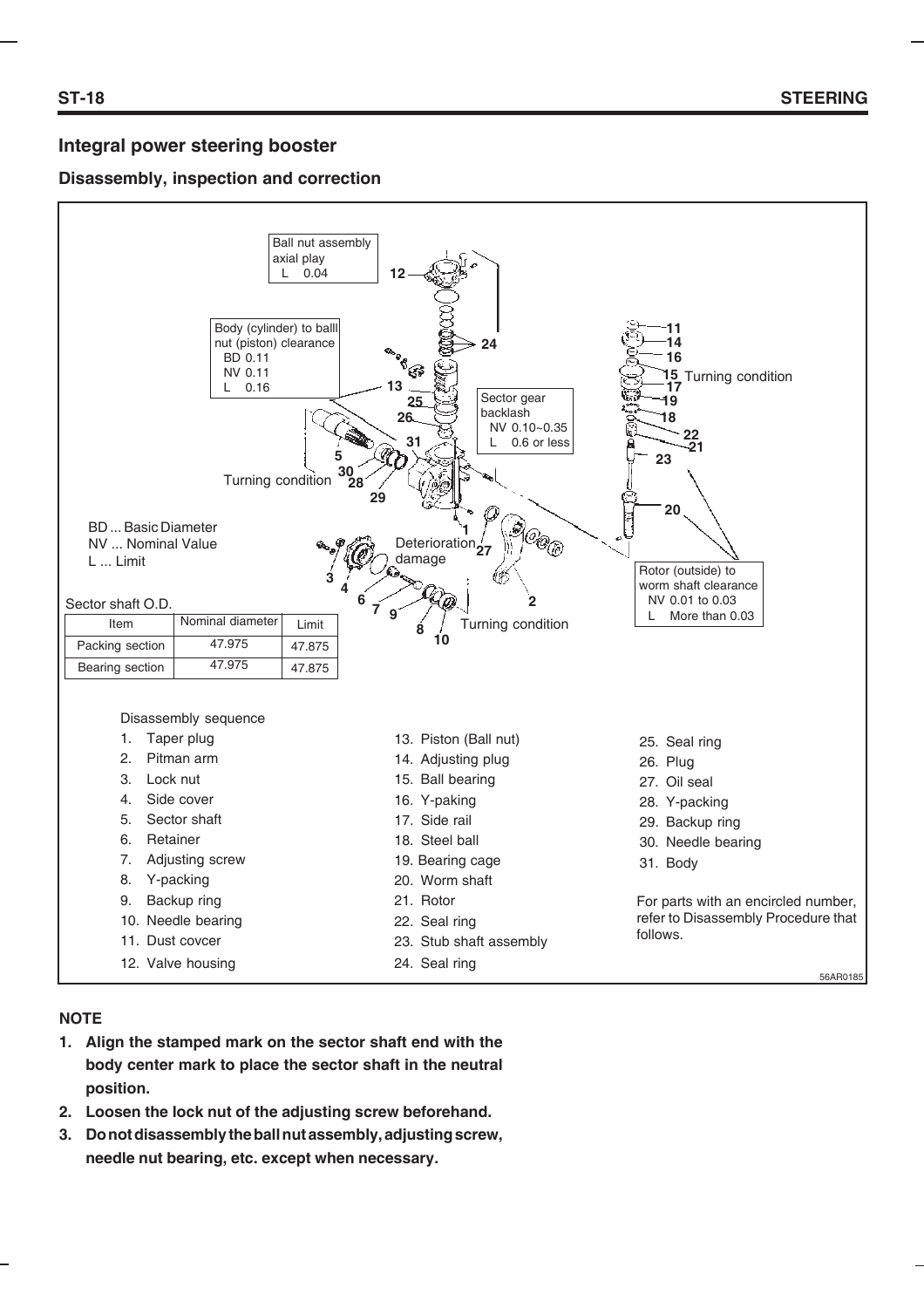## Integral power steering booster

### Disassembly, inspection and correction

Ball nut assembly axial play
L 0.04

Body (cylinder) to balll nut (piston) clearance
BD 0.11
NV 0.11
L 0.16

Sector gear backlash
NV 0.10~0.35
L 0.6 or less

Turning condition

Deterioration damage

Rotor (outside) to worm shaft clearance
NV 0.01 to 0.03
L More than 0.03

BD ... Basic Diameter
NV ... Nominal Value
L ... Limit

Sector shaft O.D.

| Item | Nominal diameter | Limit |
|---|---|---|
| Packing section | 47.975 | 47.875 |
| Bearing section | 47.975 | 47.875 |

Disassembly sequence

1. Taper plug
2. Pitman arm
3. Lock nut
4. Side cover
5. Sector shaft
6. Retainer
7. Adjusting screw
8. Y-packing
9. Backup ring
10. Needle bearing
11. Dust covcer
12. Valve housing
13. Piston (Ball nut)
14. Adjusting plug
15. Ball bearing
16. Y-paking
17. Side rail
18. Steel ball
19. Bearing cage
20. Worm shaft
21. Rotor
22. Seal ring
23. Stub shaft assembly
24. Seal ring
25. Seal ring
26. Plug
27. Oil seal
28. Y-packing
29. Backup ring
30. Needle bearing
31. Body

For parts with an encircled number, refer to Disassembly Procedure that follows.

56AR0185

**NOTE**

1. **Align the stamped mark on the sector shaft end with the body center mark to place the sector shaft in the neutral position.**
2. **Loosen the lock nut of the adjusting screw beforehand.**
3. **Do not disassembly the ball nut assembly, adjusting screw, needle nut bearing, etc. except when necessary.**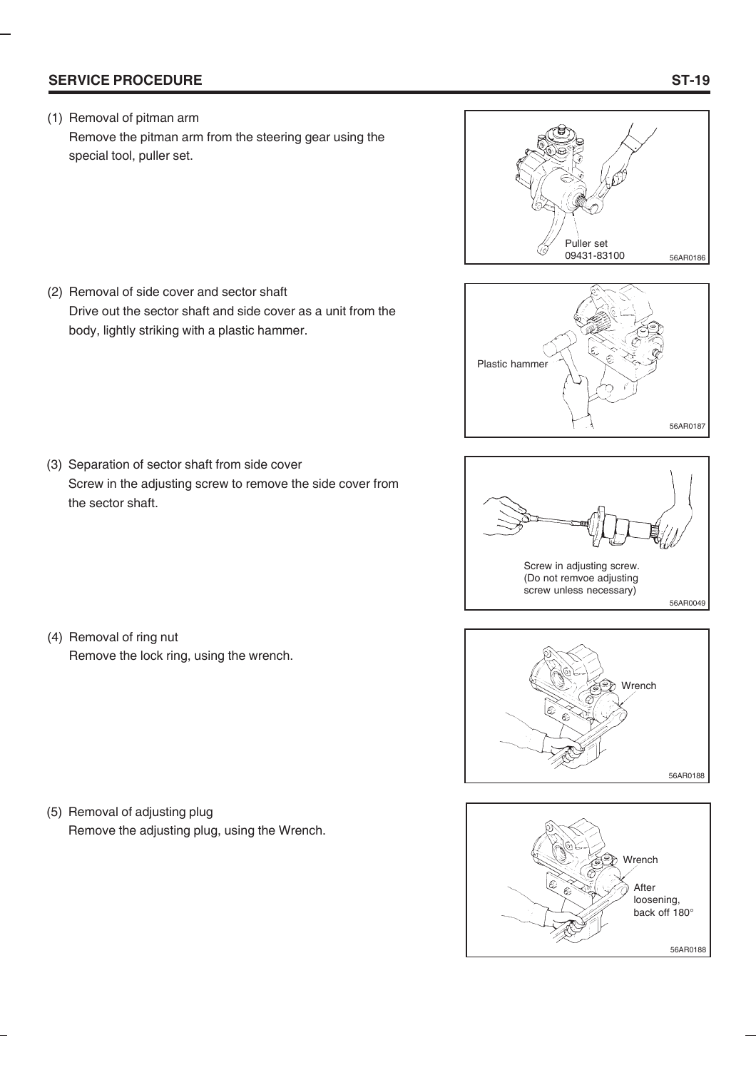## SERVICE PROCEDURE

(1) Removal of pitman arm
Remove the pitman arm from the steering gear using the special tool, puller set.

Puller set
09431-83100

56AR0186

(2) Removal of side cover and sector shaft
Drive out the sector shaft and side cover as a unit from the body, lightly striking with a plastic hammer.

Plastic hammer

56AR0187

(3) Separation of sector shaft from side cover
Screw in the adjusting screw to remove the side cover from the sector shaft.

Screw in adjusting screw.
(Do not remvoe adjusting screw unless necessary)

56AR0049

(4) Removal of ring nut
Remove the lock ring, using the wrench.

Wrench

56AR0188

(5) Removal of adjusting plug
Remove the adjusting plug, using the Wrench.

Wrench

After loosening, back off 180°

56AR0188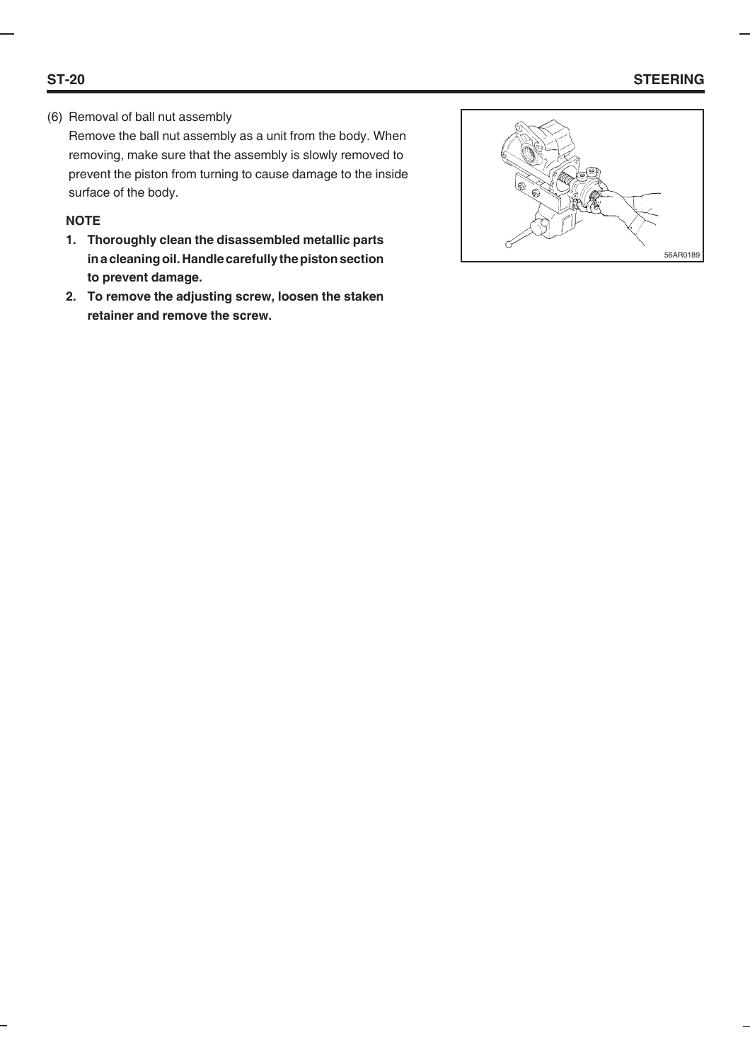(6) Removal of ball nut assembly

Remove the ball nut assembly as a unit from the body. When removing, make sure that the assembly is slowly removed to prevent the piston from turning to cause damage to the inside surface of the body.

**NOTE**

1. **Thoroughly clean the disassembled metallic parts in a cleaning oil. Handle carefully the piston section to prevent damage.**
2. **To remove the adjusting screw, loosen the staken retainer and remove the screw.**

56AR0189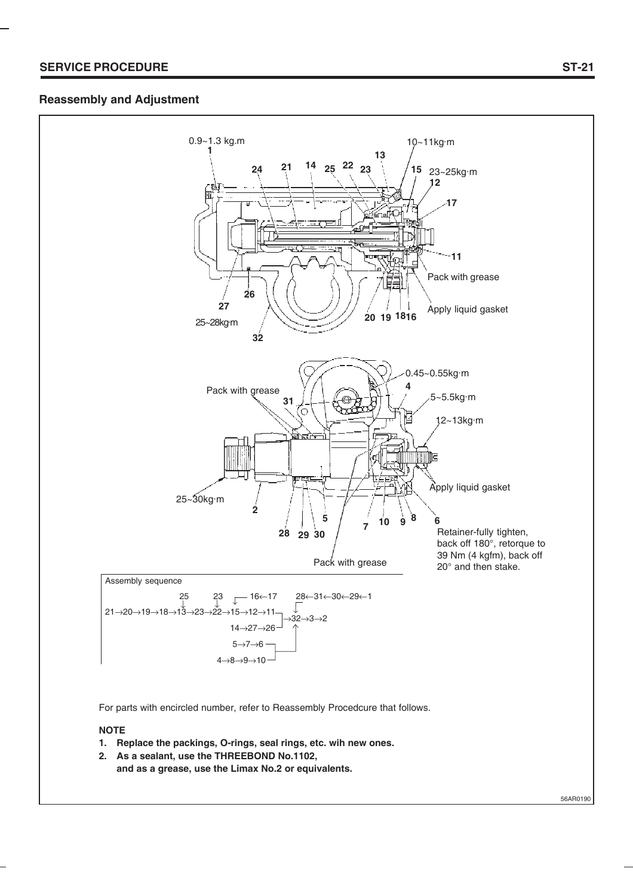## Reassembly and Adjustment

0.9~1.3 kg.m

10~11kg·m

23~25kg·m

Pack with grease

Apply liquid gasket

25~28kg·m

0.45~0.55kg·m

5~5.5kg·m

12~13kg·m

Pack with grease

Apply liquid gasket

25~30kg·m

Retainer-fully tighten, back off 180°, retorque to 39 Nm (4 kgfm), back off 20° and then stake.

Pack with grease

Assembly sequence

```
         25     23   ┌─ 16←17        28←31←30←29←1
         ↓      ↓    │                ↓
21→20→19→18→13→23→22→15→12→11─┐
                              ├→32→3→2
               14→27→26 ──────┘  ↑
                  5→7→6 ─────────┤
               4→8→9→10 ─────────┘
```

For parts with encircled number, refer to Reassembly Procedcure that follows.

**NOTE**

1. **Replace the packings, O-rings, seal rings, etc. wih new ones.**
2. **As a sealant, use the THREEBOND No.1102, and as a grease, use the Limax No.2 or equivalents.**

56AR0190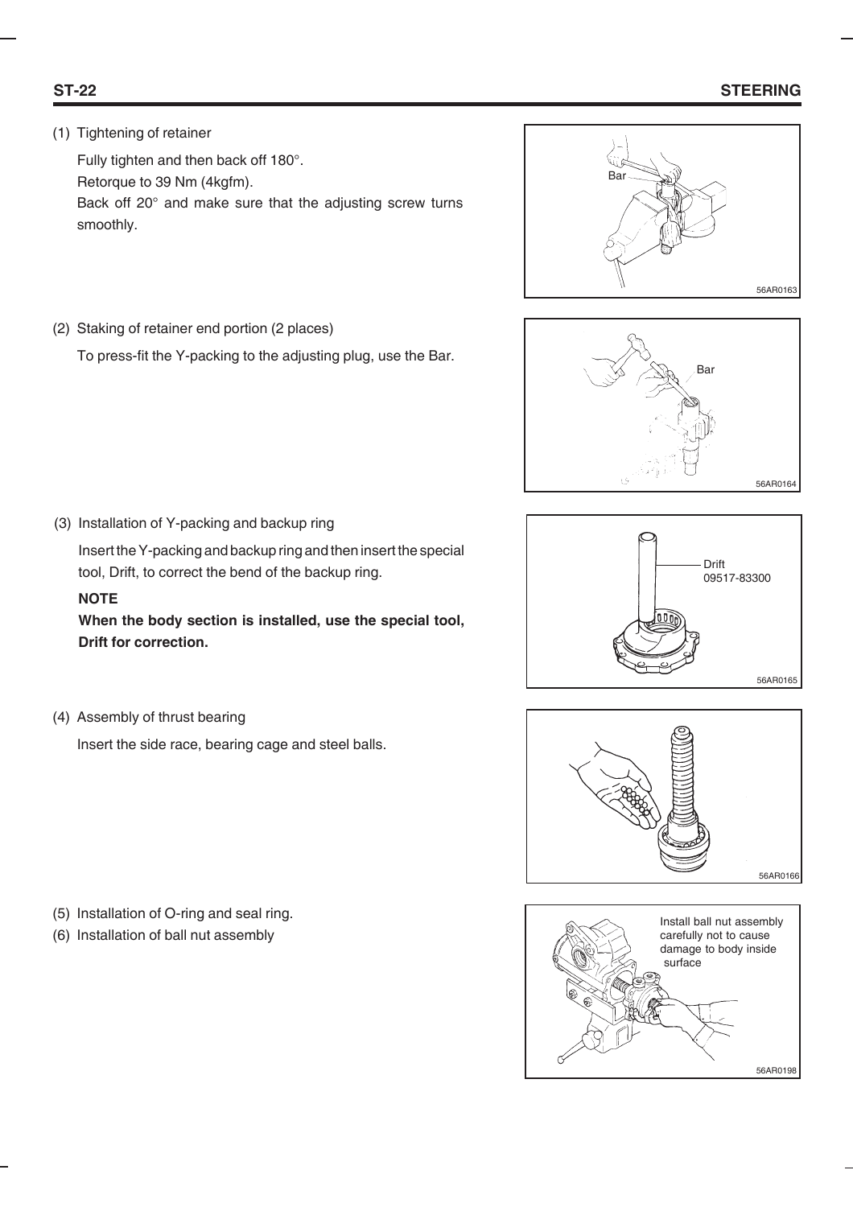(1) Tightening of retainer

Fully tighten and then back off 180°.
Retorque to 39 Nm (4kgfm).
Back off 20° and make sure that the adjusting screw turns smoothly.

Bar

56AR0163

(2) Staking of retainer end portion (2 places)

To press-fit the Y-packing to the adjusting plug, use the Bar.

Bar

56AR0164

(3) Installation of Y-packing and backup ring

Insert the Y-packing and backup ring and then insert the special tool, Drift, to correct the bend of the backup ring.

**NOTE**

**When the body section is installed, use the special tool, Drift for correction.**

Drift
09517-83300

56AR0165

(4) Assembly of thrust bearing

Insert the side race, bearing cage and steel balls.

56AR0166

(5) Installation of O-ring and seal ring.

(6) Installation of ball nut assembly

Install ball nut assembly carefully not to cause damage to body inside surface

56AR0198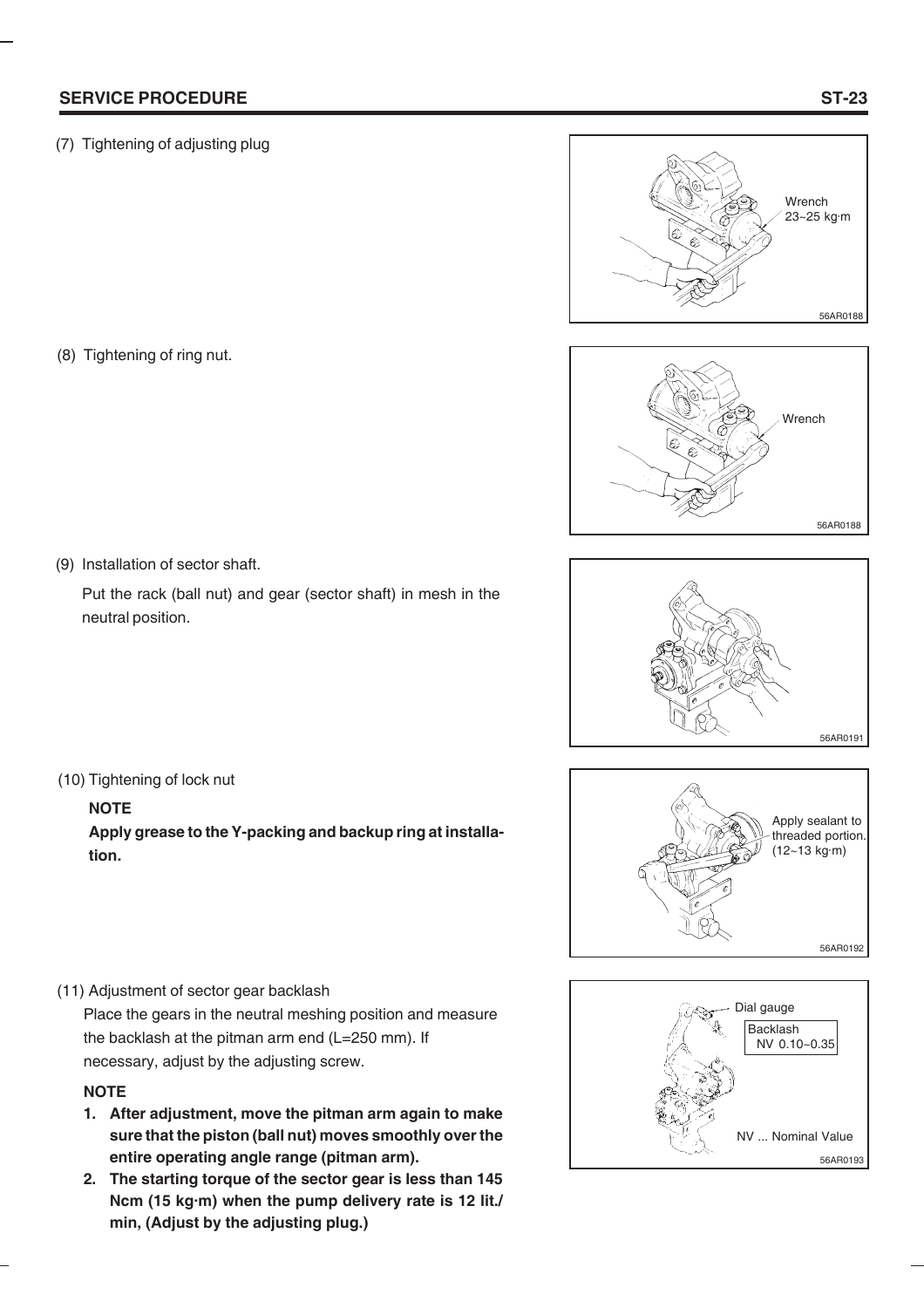(7) Tightening of adjusting plug

Wrench
23~25 kg·m

56AR0188

(8) Tightening of ring nut.

Wrench

56AR0188

(9) Installation of sector shaft.

Put the rack (ball nut) and gear (sector shaft) in mesh in the neutral position.

56AR0191

(10) Tightening of lock nut

**NOTE**

**Apply grease to the Y-packing and backup ring at installation.**

Apply sealant to threaded portion. (12~13 kg·m)

56AR0192

(11) Adjustment of sector gear backlash

Place the gears in the neutral meshing position and measure the backlash at the pitman arm end (L=250 mm). If necessary, adjust by the adjusting screw.

**NOTE**

1. **After adjustment, move the pitman arm again to make sure that the piston (ball nut) moves smoothly over the entire operating angle range (pitman arm).**
2. **The starting torque of the sector gear is less than 145 Ncm (15 kg·m) when the pump delivery rate is 12 lit./min, (Adjust by the adjusting plug.)**

Dial gauge

Backlash
NV 0.10~0.35

NV ... Nominal Value

56AR0193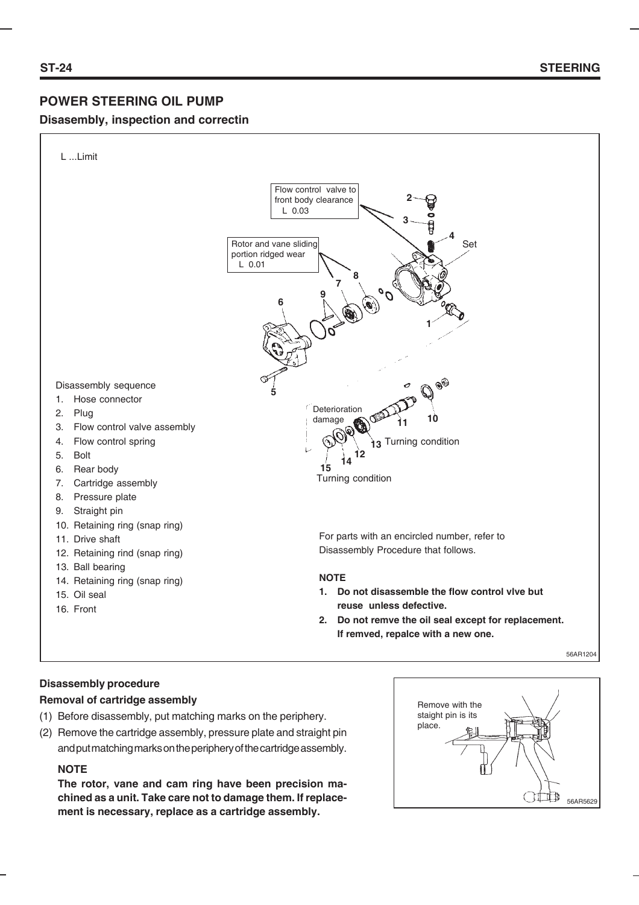## POWER STEERING OIL PUMP

### Disassembly, inspection and correctin

L ...Limit

Flow control valve to front body clearance L 0.03

Rotor and vane sliding portion ridged wear L 0.01

Set

Deterioration damage

Turning condition

Turning condition

Disassembly sequence

1. Hose connector
2. Plug
3. Flow control valve assembly
4. Flow control spring
5. Bolt
6. Rear body
7. Cartridge assembly
8. Pressure plate
9. Straight pin
10. Retaining ring (snap ring)
11. Drive shaft
12. Retaining rind (snap ring)
13. Ball bearing
14. Retaining ring (snap ring)
15. Oil seal
16. Front

For parts with an encircled number, refer to Disassembly Procedure that follows.

**NOTE**

1. **Do not disassemble the flow control vlve but reuse unless defective.**
2. **Do not remve the oil seal except for replacement. If remved, repalce with a new one.**

56AR1204

#### Disassembly procedure

**Removal of cartridge assembly**

(1) Before disassembly, put matching marks on the periphery.

(2) Remove the cartridge assembly, pressure plate and straight pin and put matching marks on the periphery of the cartridge assembly.

**NOTE**

**The rotor, vane and cam ring have been precision machined as a unit. Take care not to damage them. If replacement is necessary, replace as a cartridge assembly.**

Remove with the staight pin is its place.

56AR5629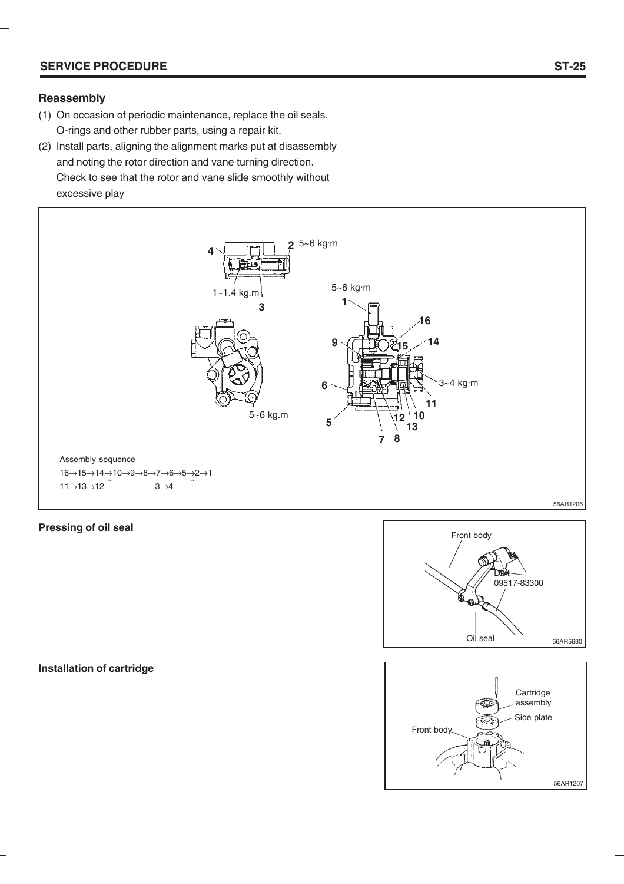## Reassembly

(1) On occasion of periodic maintenance, replace the oil seals. O-rings and other rubber parts, using a repair kit.

(2) Install parts, aligning the alignment marks put at disassembly and noting the rotor direction and vane turning direction. Check to see that the rotor and vane slide smoothly without excessive play

4 2 5~6 kg·m

1~1.4 kg.m 3

5~6 kg·m 1

16 9 15 14

6 3~4 kg·m

11

5~6 kg.m 5 12 10 13

7 8

Assembly sequence

16→15→14→10→9→8→7→6→5→2→1

11→13→12 ⤴ 3→4 ⤴

56AR1206

**Pressing of oil seal**

Front body

09517-83300

Oil seal

56AR5630

**Installation of cartridge**

Cartridge assembly

Side plate

Front body

56AR1207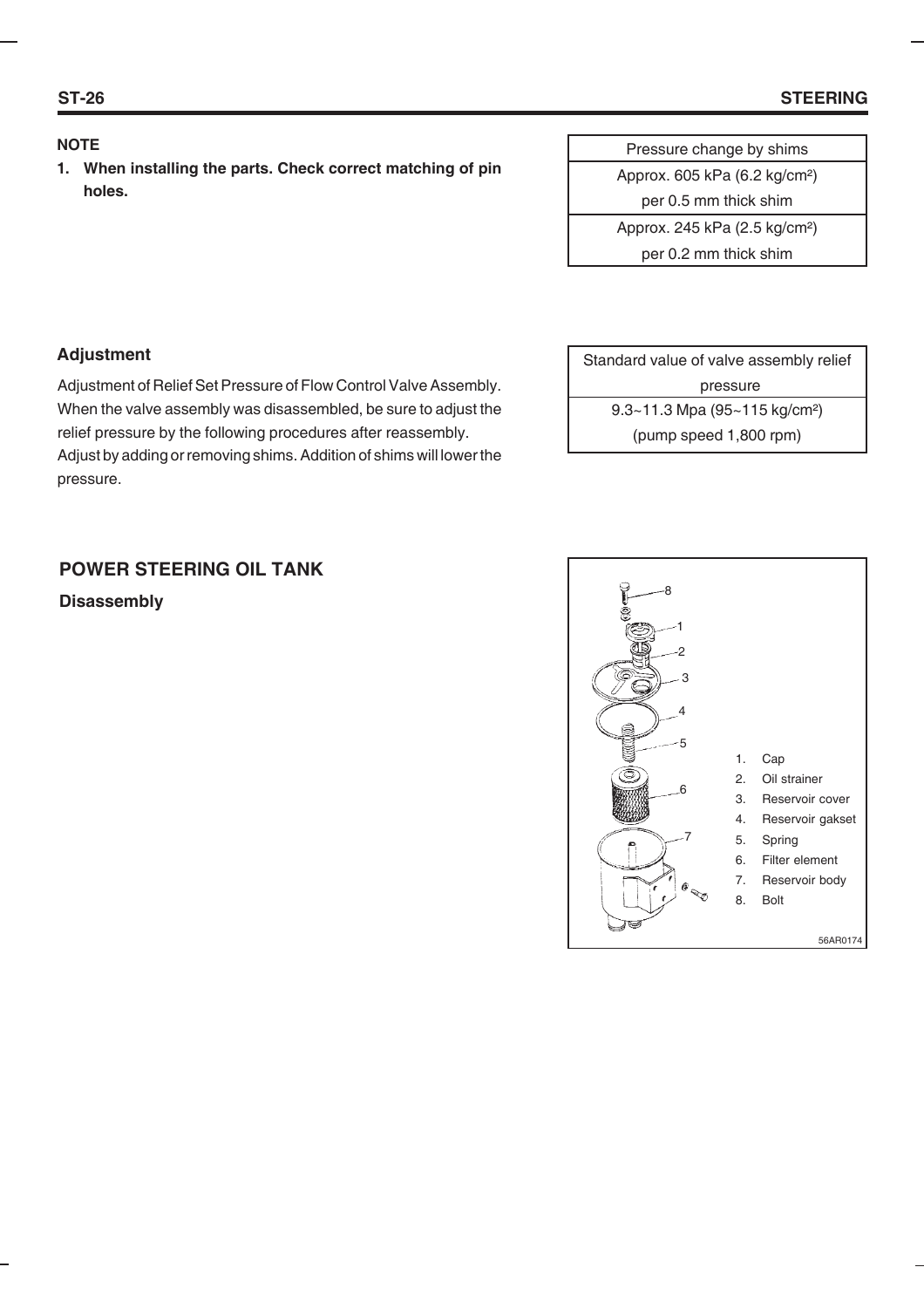**NOTE**

1. **When installing the parts. Check correct matching of pin holes.**

| Pressure change by shims |
|---|
| Approx. 605 kPa (6.2 kg/cm²) per 0.5 mm thick shim |
| Approx. 245 kPa (2.5 kg/cm²) per 0.2 mm thick shim |

### Adjustment

Adjustment of Relief Set Pressure of Flow Control Valve Assembly. When the valve assembly was disassembled, be sure to adjust the relief pressure by the following procedures after reassembly.
Adjust by adding or removing shims. Addition of shims will lower the pressure.

| Standard value of valve assembly relief pressure |
|---|
| 9.3~11.3 Mpa (95~115 kg/cm²) (pump speed 1,800 rpm) |

## POWER STEERING OIL TANK

### Disassembly

1. Cap
2. Oil strainer
3. Reservoir cover
4. Reservoir gakset
5. Spring
6. Filter element
7. Reservoir body
8. Bolt

56AR0174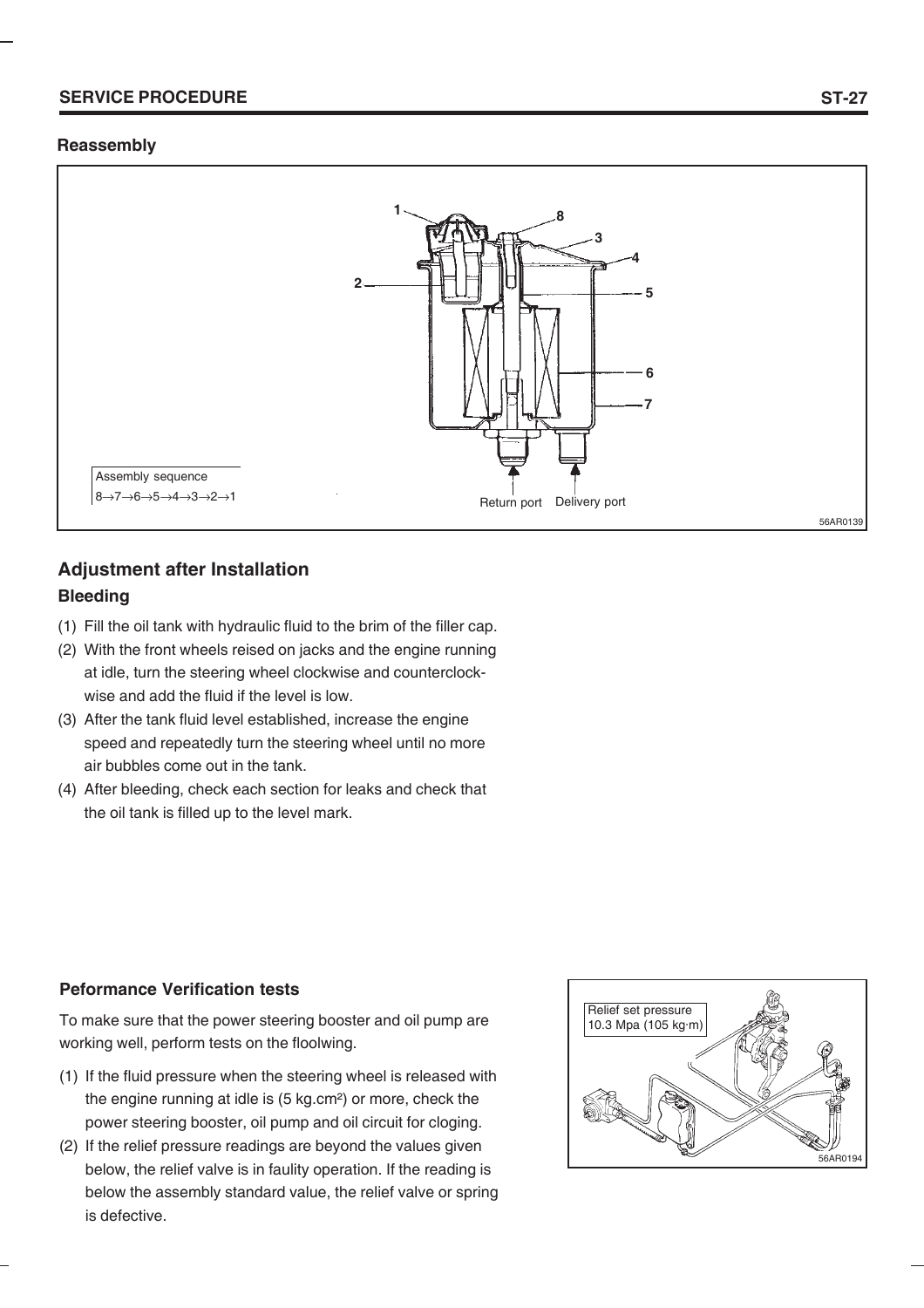## Reassembly

Assembly sequence
8→7→6→5→4→3→2→1

Return port Delivery port

56AR0139

## Adjustment after Installation

### Bleeding

(1) Fill the oil tank with hydraulic fluid to the brim of the filler cap.
(2) With the front wheels reised on jacks and the engine running at idle, turn the steering wheel clockwise and counterclockwise and add the fluid if the level is low.
(3) After the tank fluid level established, increase the engine speed and repeatedly turn the steering wheel until no more air bubbles come out in the tank.
(4) After bleeding, check each section for leaks and check that the oil tank is filled up to the level mark.

### Peformance Verification tests

To make sure that the power steering booster and oil pump are working well, perform tests on the floolwing.

(1) If the fluid pressure when the steering wheel is released with the engine running at idle is (5 kg.cm²) or more, check the power steering booster, oil pump and oil circuit for cloging.
(2) If the relief pressure readings are beyond the values given below, the relief valve is in faulity operation. If the reading is below the assembly standard value, the relief valve or spring is defective.

Relief set pressure
10.3 Mpa (105 kg·m)

56AR0194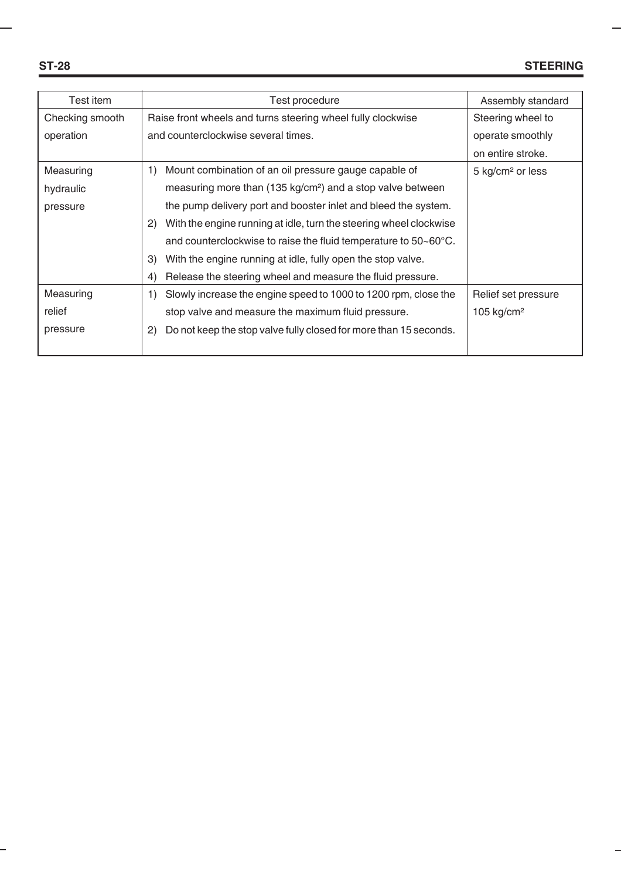| Test item | Test procedure | Assembly standard |
|---|---|---|
| Checking smooth operation | Raise front wheels and turns steering wheel fully clockwise and counterclockwise several times. | Steering wheel to operate smoothly on entire stroke. |
| Measuring hydraulic pressure | 1) Mount combination of an oil pressure gauge capable of measuring more than (135 kg/cm²) and a stop valve between the pump delivery port and booster inlet and bleed the system.<br>2) With the engine running at idle, turn the steering wheel clockwise and counterclockwise to raise the fluid temperature to 50~60°C.<br>3) With the engine running at idle, fully open the stop valve.<br>4) Release the steering wheel and measure the fluid pressure. | 5 kg/cm² or less |
| Measuring relief pressure | 1) Slowly increase the engine speed to 1000 to 1200 rpm, close the stop valve and measure the maximum fluid pressure.<br>2) Do not keep the stop valve fully closed for more than 15 seconds. | Relief set pressure 105 kg/cm² |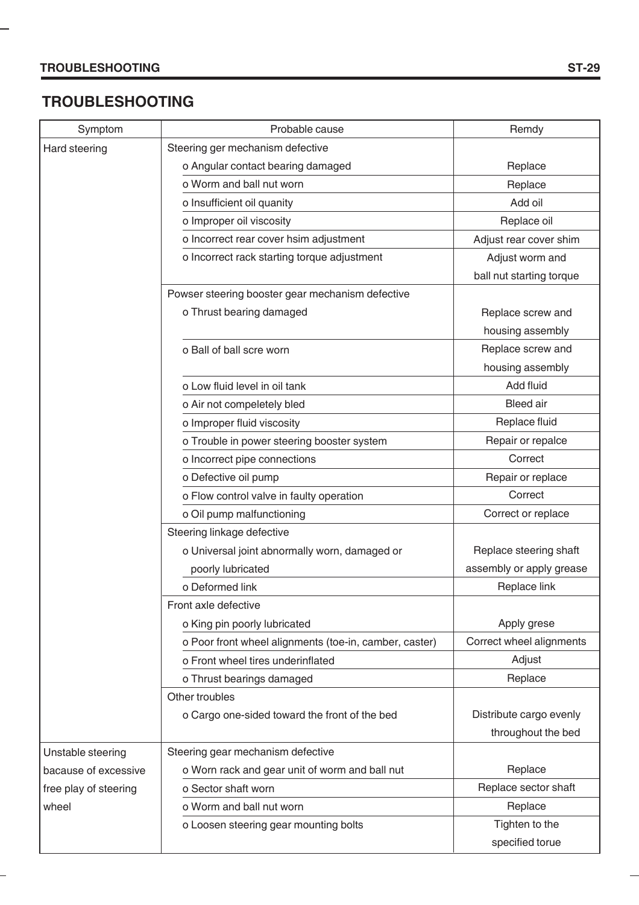# TROUBLESHOOTING

| Symptom | Probable cause | Remdy |
|---|---|---|
| Hard steering | Steering ger mechanism defective | |
| | o Angular contact bearing damaged | Replace |
| | o Worm and ball nut worn | Replace |
| | o Insufficient oil quanity | Add oil |
| | o Improper oil viscosity | Replace oil |
| | o Incorrect rear cover hsim adjustment | Adjust rear cover shim |
| | o Incorrect rack starting torque adjustment | Adjust worm and ball nut starting torque |
| | Powser steering booster gear mechanism defective | |
| | o Thrust bearing damaged | Replace screw and housing assembly |
| | o Ball of ball scre worn | Replace screw and housing assembly |
| | o Low fluid level in oil tank | Add fluid |
| | o Air not compeletely bled | Bleed air |
| | o Improper fluid viscosity | Replace fluid |
| | o Trouble in power steering booster system | Repair or repalce |
| | o Incorrect pipe connections | Correct |
| | o Defective oil pump | Repair or replace |
| | o Flow control valve in faulty operation | Correct |
| | o Oil pump malfunctioning | Correct or replace |
| | Steering linkage defective | |
| | o Universal joint abnormally worn, damaged or poorly lubricated | Replace steering shaft assembly or apply grease |
| | o Deformed link | Replace link |
| | Front axle defective | |
| | o King pin poorly lubricated | Apply grese |
| | o Poor front wheel alignments (toe-in, camber, caster) | Correct wheel alignments |
| | o Front wheel tires underinflated | Adjust |
| | o Thrust bearings damaged | Replace |
| | Other troubles | |
| | o Cargo one-sided toward the front of the bed | Distribute cargo evenly throughout the bed |
| Unstable steering bacause of excessive free play of steering wheel | Steering gear mechanism defective | |
| | o Worn rack and gear unit of worm and ball nut | Replace |
| | o Sector shaft worn | Replace sector shaft |
| | o Worm and ball nut worn | Replace |
| | o Loosen steering gear mounting bolts | Tighten to the specified torue |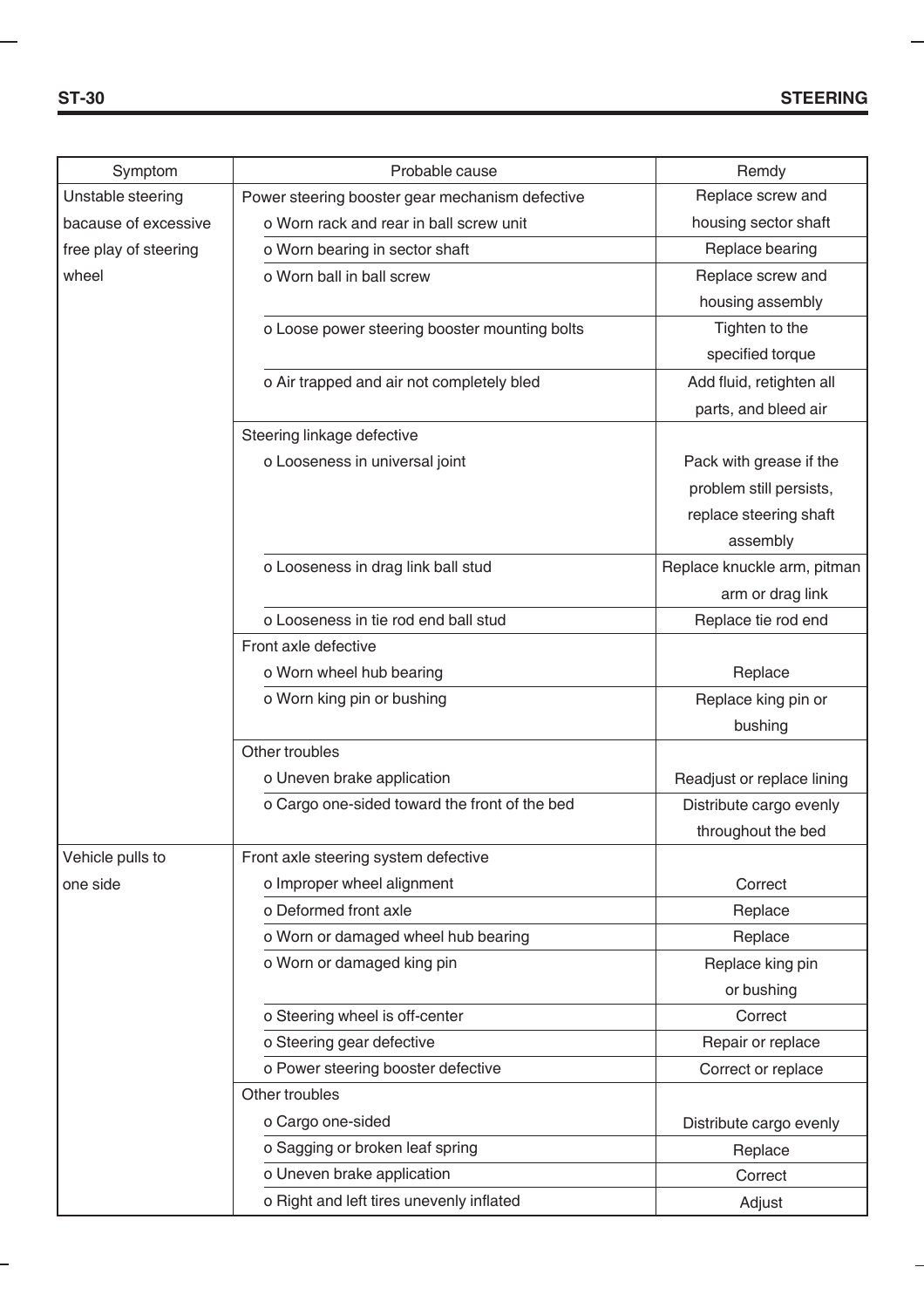| Symptom | Probable cause | Remdy |
|---|---|---|
| Unstable steering bacause of excessive free play of steering wheel | Power steering booster gear mechanism defective | |
| | o Worn rack and rear in ball screw unit | Replace screw and housing sector shaft |
| | o Worn bearing in sector shaft | Replace bearing |
| | o Worn ball in ball screw | Replace screw and housing assembly |
| | o Loose power steering booster mounting bolts | Tighten to the specified torque |
| | o Air trapped and air not completely bled | Add fluid, retighten all parts, and bleed air |
| | Steering linkage defective | |
| | o Looseness in universal joint | Pack with grease if the problem still persists, replace steering shaft assembly |
| | o Looseness in drag link ball stud | Replace knuckle arm, pitman arm or drag link |
| | o Looseness in tie rod end ball stud | Replace tie rod end |
| | Front axle defective | |
| | o Worn wheel hub bearing | Replace |
| | o Worn king pin or bushing | Replace king pin or bushing |
| | Other troubles | |
| | o Uneven brake application | Readjust or replace lining |
| | o Cargo one-sided toward the front of the bed | Distribute cargo evenly throughout the bed |
| Vehicle pulls to one side | Front axle steering system defective | |
| | o Improper wheel alignment | Correct |
| | o Deformed front axle | Replace |
| | o Worn or damaged wheel hub bearing | Replace |
| | o Worn or damaged king pin | Replace king pin or bushing |
| | o Steering wheel is off-center | Correct |
| | o Steering gear defective | Repair or replace |
| | o Power steering booster defective | Correct or replace |
| | Other troubles | |
| | o Cargo one-sided | Distribute cargo evenly |
| | o Sagging or broken leaf spring | Replace |
| | o Uneven brake application | Correct |
| | o Right and left tires unevenly inflated | Adjust |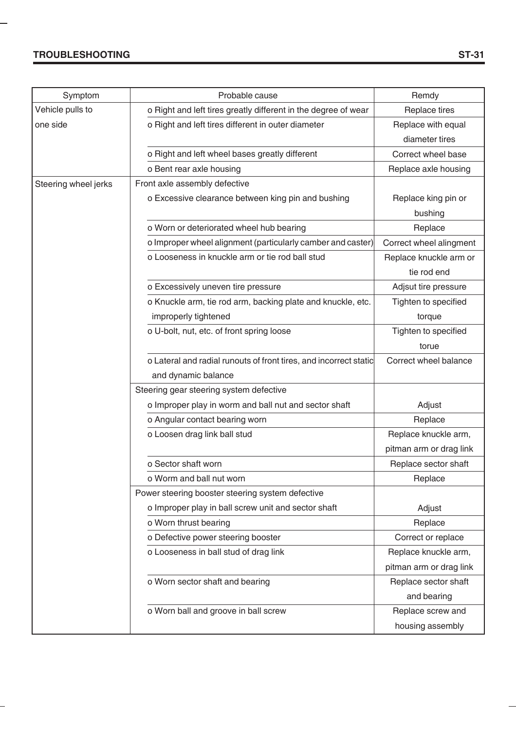| Symptom | Probable cause | Remdy |
|---|---|---|
| Vehicle pulls to one side | o Right and left tires greatly different in the degree of wear | Replace tires |
| | o Right and left tires different in outer diameter | Replace with equal diameter tires |
| | o Right and left wheel bases greatly different | Correct wheel base |
| | o Bent rear axle housing | Replace axle housing |
| Steering wheel jerks | Front axle assembly defective | |
| | o Excessive clearance between king pin and bushing | Replace king pin or bushing |
| | o Worn or deteriorated wheel hub bearing | Replace |
| | o Improper wheel alignment (particularly camber and caster) | Correct wheel alingment |
| | o Looseness in knuckle arm or tie rod ball stud | Replace knuckle arm or tie rod end |
| | o Excessively uneven tire pressure | Adjsut tire pressure |
| | o Knuckle arm, tie rod arm, backing plate and knuckle, etc. improperly tightened | Tighten to specified torque |
| | o U-bolt, nut, etc. of front spring loose | Tighten to specified torue |
| | o Lateral and radial runouts of front tires, and incorrect static and dynamic balance | Correct wheel balance |
| | Steering gear steering system defective | |
| | o Improper play in worm and ball nut and sector shaft | Adjust |
| | o Angular contact bearing worn | Replace |
| | o Loosen drag link ball stud | Replace knuckle arm, pitman arm or drag link |
| | o Sector shaft worn | Replace sector shaft |
| | o Worm and ball nut worn | Replace |
| | Power steering booster steering system defective | |
| | o Improper play in ball screw unit and sector shaft | Adjust |
| | o Worn thrust bearing | Replace |
| | o Defective power steering booster | Correct or replace |
| | o Looseness in ball stud of drag link | Replace knuckle arm, pitman arm or drag link |
| | o Worn sector shaft and bearing | Replace sector shaft and bearing |
| | o Worn ball and groove in ball screw | Replace screw and housing assembly |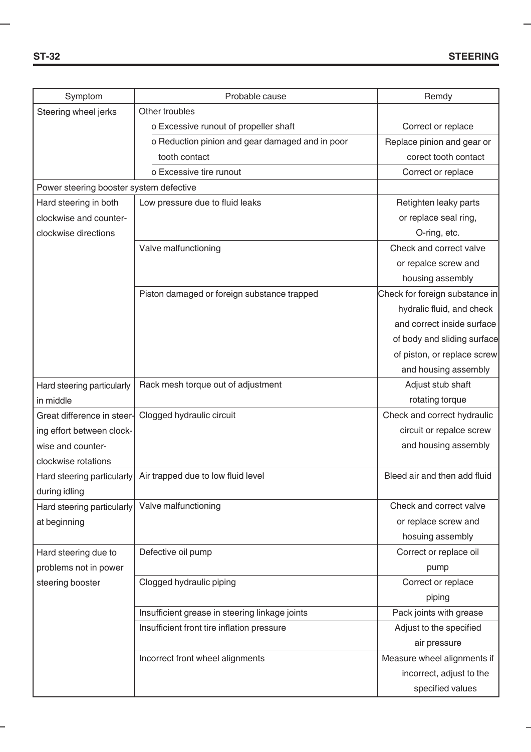| Symptom | Probable cause | Remdy |
|---|---|---|
| Steering wheel jerks | Other troubles | |
| | o Excessive runout of propeller shaft | Correct or replace |
| | o Reduction pinion and gear damaged and in poor tooth contact | Replace pinion and gear or corect tooth contact |
| | o Excessive tire runout | Correct or replace |
| Power steering booster system defective | | |
| Hard steering in both clockwise and counter-clockwise directions | Low pressure due to fluid leaks | Retighten leaky parts or replace seal ring, O-ring, etc. |
| | Valve malfunctioning | Check and correct valve or repalce screw and housing assembly |
| | Piston damaged or foreign substance trapped | Check for foreign substance in hydralic fluid, and check and correct inside surface of body and sliding surface of piston, or replace screw and housing assembly |
| Hard steering particularly in middle | Rack mesh torque out of adjustment | Adjust stub shaft rotating torque |
| Great difference in steering effort between clockwise and counter-clockwise rotations | Clogged hydraulic circuit | Check and correct hydraulic circuit or repalce screw and housing assembly |
| Hard steering particularly during idling | Air trapped due to low fluid level | Bleed air and then add fluid |
| Hard steering particularly at beginning | Valve malfunctioning | Check and correct valve or replace screw and hosuing assembly |
| Hard steering due to problems not in power steering booster | Defective oil pump | Correct or replace oil pump |
| | Clogged hydraulic piping | Correct or replace piping |
| | Insufficient grease in steering linkage joints | Pack joints with grease |
| | Insufficient front tire inflation pressure | Adjust to the specified air pressure |
| | Incorrect front wheel alignments | Measure wheel alignments if incorrect, adjust to the specified values |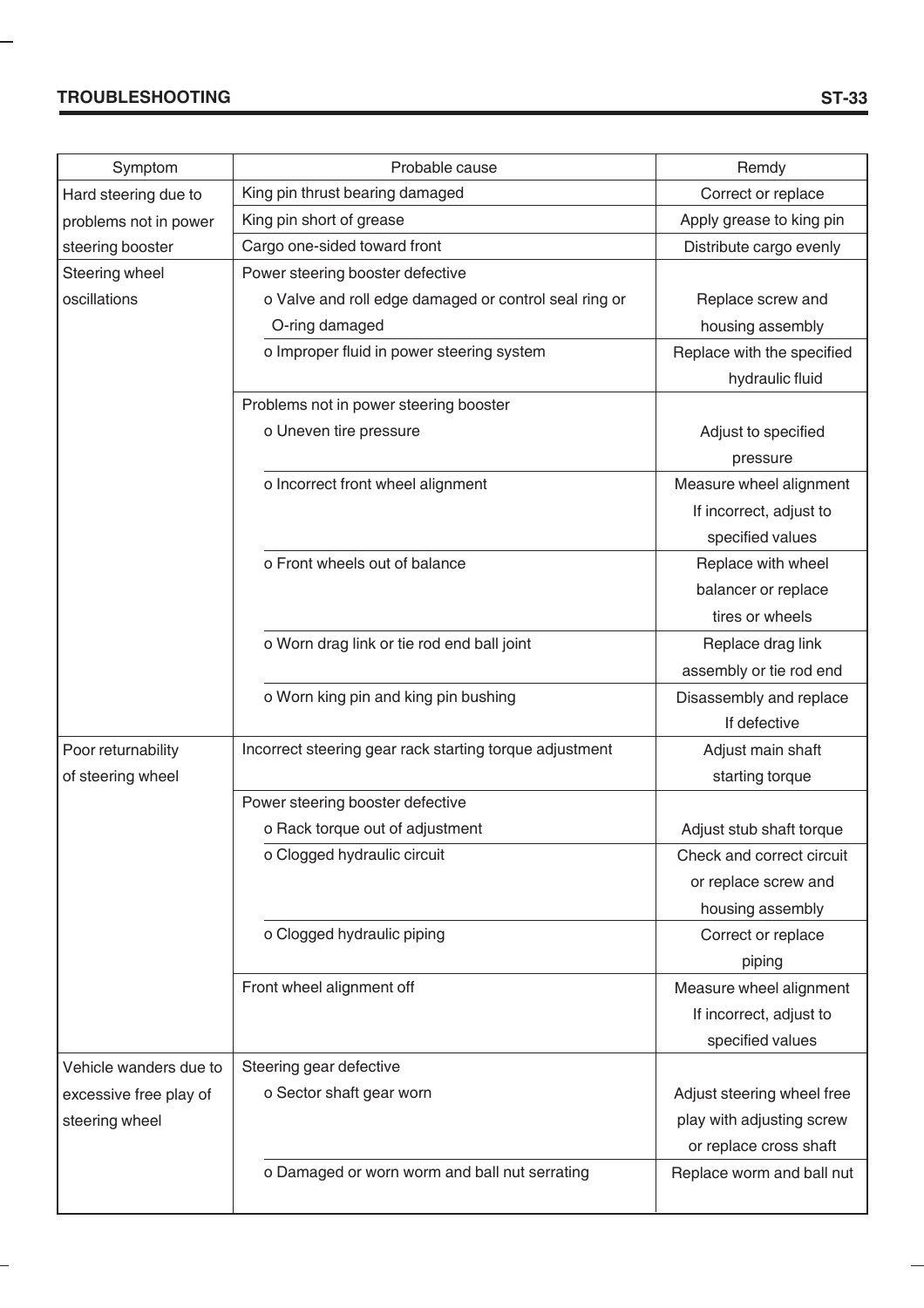| Symptom | Probable cause | Remdy |
|---|---|---|
| Hard steering due to problems not in power steering booster | King pin thrust bearing damaged | Correct or replace |
| | King pin short of grease | Apply grease to king pin |
| | Cargo one-sided toward front | Distribute cargo evenly |
| Steering wheel oscillations | Power steering booster defective | |
| | o Valve and roll edge damaged or control seal ring or O-ring damaged | Replace screw and housing assembly |
| | o Improper fluid in power steering system | Replace with the specified hydraulic fluid |
| | Problems not in power steering booster | |
| | o Uneven tire pressure | Adjust to specified pressure |
| | o Incorrect front wheel alignment | Measure wheel alignment If incorrect, adjust to specified values |
| | o Front wheels out of balance | Replace with wheel balancer or replace tires or wheels |
| | o Worn drag link or tie rod end ball joint | Replace drag link assembly or tie rod end |
| | o Worn king pin and king pin bushing | Disassembly and replace If defective |
| Poor returnability of steering wheel | Incorrect steering gear rack starting torque adjustment | Adjust main shaft starting torque |
| | Power steering booster defective | |
| | o Rack torque out of adjustment | Adjust stub shaft torque |
| | o Clogged hydraulic circuit | Check and correct circuit or replace screw and housing assembly |
| | o Clogged hydraulic piping | Correct or replace piping |
| | Front wheel alignment off | Measure wheel alignment If incorrect, adjust to specified values |
| Vehicle wanders due to excessive free play of steering wheel | Steering gear defective | |
| | o Sector shaft gear worn | Adjust steering wheel free play with adjusting screw or replace cross shaft |
| | o Damaged or worn worm and ball nut serrating | Replace worm and ball nut |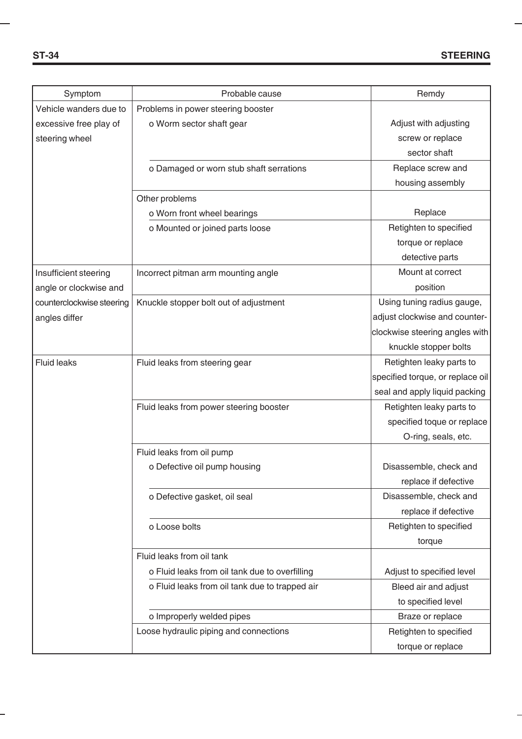| Symptom | Probable cause | Remdy |
|---|---|---|
| Vehicle wanders due to excessive free play of steering wheel | Problems in power steering booster | |
| | o Worm sector shaft gear | Adjust with adjusting screw or replace sector shaft |
| | o Damaged or worn stub shaft serrations | Replace screw and housing assembly |
| | Other problems | |
| | o Worn front wheel bearings | Replace |
| | o Mounted or joined parts loose | Retighten to specified torque or replace detective parts |
| Insufficient steering angle or clockwise and counterclockwise steering angles differ | Incorrect pitman arm mounting angle | Mount at correct position |
| | Knuckle stopper bolt out of adjustment | Using tuning radius gauge, adjust clockwise and counter-clockwise steering angles with knuckle stopper bolts |
| Fluid leaks | Fluid leaks from steering gear | Retighten leaky parts to specified torque, or replace oil seal and apply liquid packing |
| | Fluid leaks from power steering booster | Retighten leaky parts to specified toque or replace O-ring, seals, etc. |
| | Fluid leaks from oil pump | |
| | o Defective oil pump housing | Disassemble, check and replace if defective |
| | o Defective gasket, oil seal | Disassemble, check and replace if defective |
| | o Loose bolts | Retighten to specified torque |
| | Fluid leaks from oil tank | |
| | o Fluid leaks from oil tank due to overfilling | Adjust to specified level |
| | o Fluid leaks from oil tank due to trapped air | Bleed air and adjust to specified level |
| | o Improperly welded pipes | Braze or replace |
| | Loose hydraulic piping and connections | Retighten to specified torque or replace |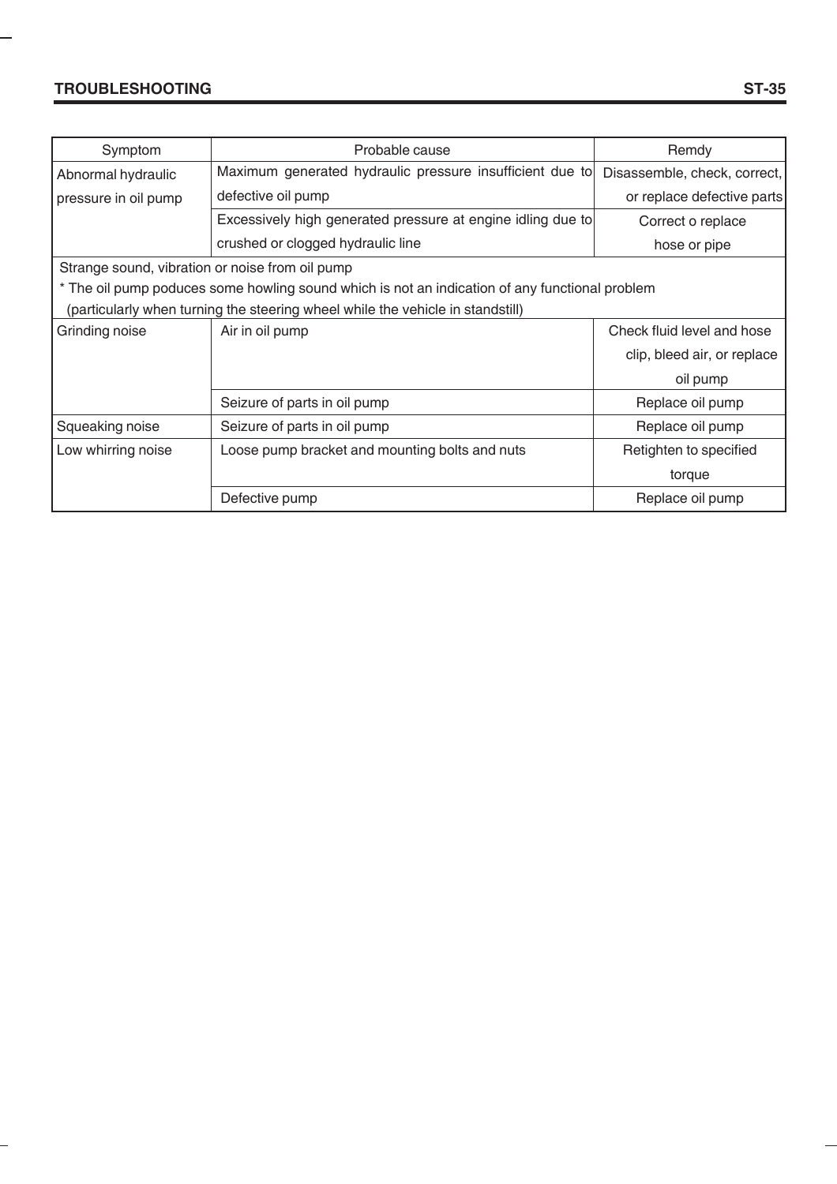| Symptom | Probable cause | Remdy |
|---|---|---|
| Abnormal hydraulic pressure in oil pump | Maximum generated hydraulic pressure insufficient due to defective oil pump | Disassemble, check, correct, or replace defective parts |
| | Excessively high generated pressure at engine idling due to crushed or clogged hydraulic line | Correct o replace hose or pipe |
| Strange sound, vibration or noise from oil pump<br>* The oil pump poduces some howling sound which is not an indication of any functional problem<br>(particularly when turning the steering wheel while the vehicle in standstill) | | |
| Grinding noise | Air in oil pump | Check fluid level and hose clip, bleed air, or replace oil pump |
| | Seizure of parts in oil pump | Replace oil pump |
| Squeaking noise | Seizure of parts in oil pump | Replace oil pump |
| Low whirring noise | Loose pump bracket and mounting bolts and nuts | Retighten to specified torque |
| | Defective pump | Replace oil pump |